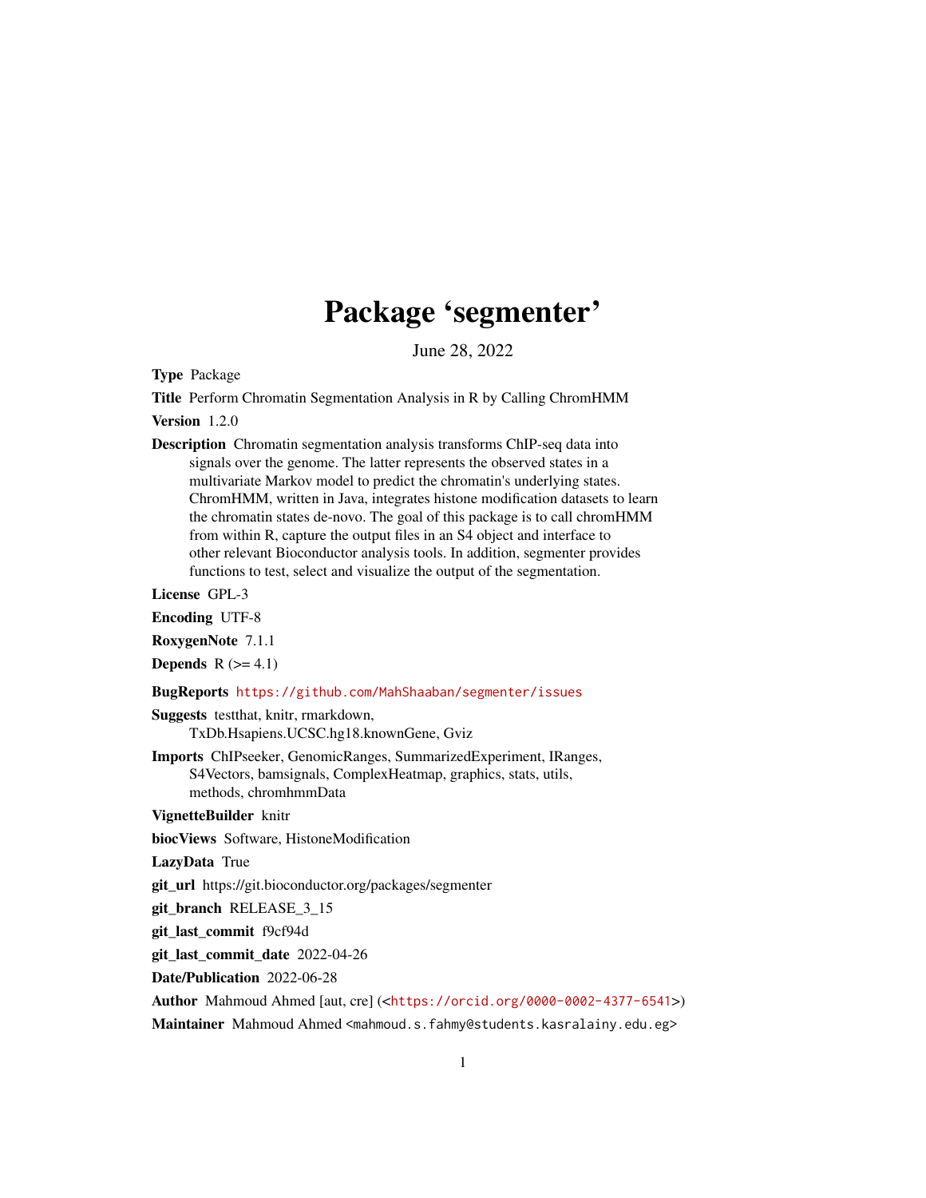# Package 'segmenter'

June 28, 2022

**Type** Package

**Title** Perform Chromatin Segmentation Analysis in R by Calling ChromHMM

**Version** 1.2.0

**Description** Chromatin segmentation analysis transforms ChIP-seq data into signals over the genome. The latter represents the observed states in a multivariate Markov model to predict the chromatin's underlying states. ChromHMM, written in Java, integrates histone modification datasets to learn the chromatin states de-novo. The goal of this package is to call chromHMM from within R, capture the output files in an S4 object and interface to other relevant Bioconductor analysis tools. In addition, segmenter provides functions to test, select and visualize the output of the segmentation.

**License** GPL-3

**Encoding** UTF-8

**RoxygenNote** 7.1.1

**Depends** R (>= 4.1)

**BugReports** https://github.com/MahShaaban/segmenter/issues

**Suggests** testthat, knitr, rmarkdown, TxDb.Hsapiens.UCSC.hg18.knownGene, Gviz

**Imports** ChIPseeker, GenomicRanges, SummarizedExperiment, IRanges, S4Vectors, bamsignals, ComplexHeatmap, graphics, stats, utils, methods, chromhmmData

**VignetteBuilder** knitr

**biocViews** Software, HistoneModification

**LazyData** True

**git_url** https://git.bioconductor.org/packages/segmenter

**git_branch** RELEASE_3_15

**git_last_commit** f9cf94d

**git_last_commit_date** 2022-04-26

**Date/Publication** 2022-06-28

**Author** Mahmoud Ahmed [aut, cre] (<https://orcid.org/0000-0002-4377-6541>)

**Maintainer** Mahmoud Ahmed <mahmoud.s.fahmy@students.kasralainy.edu.eg>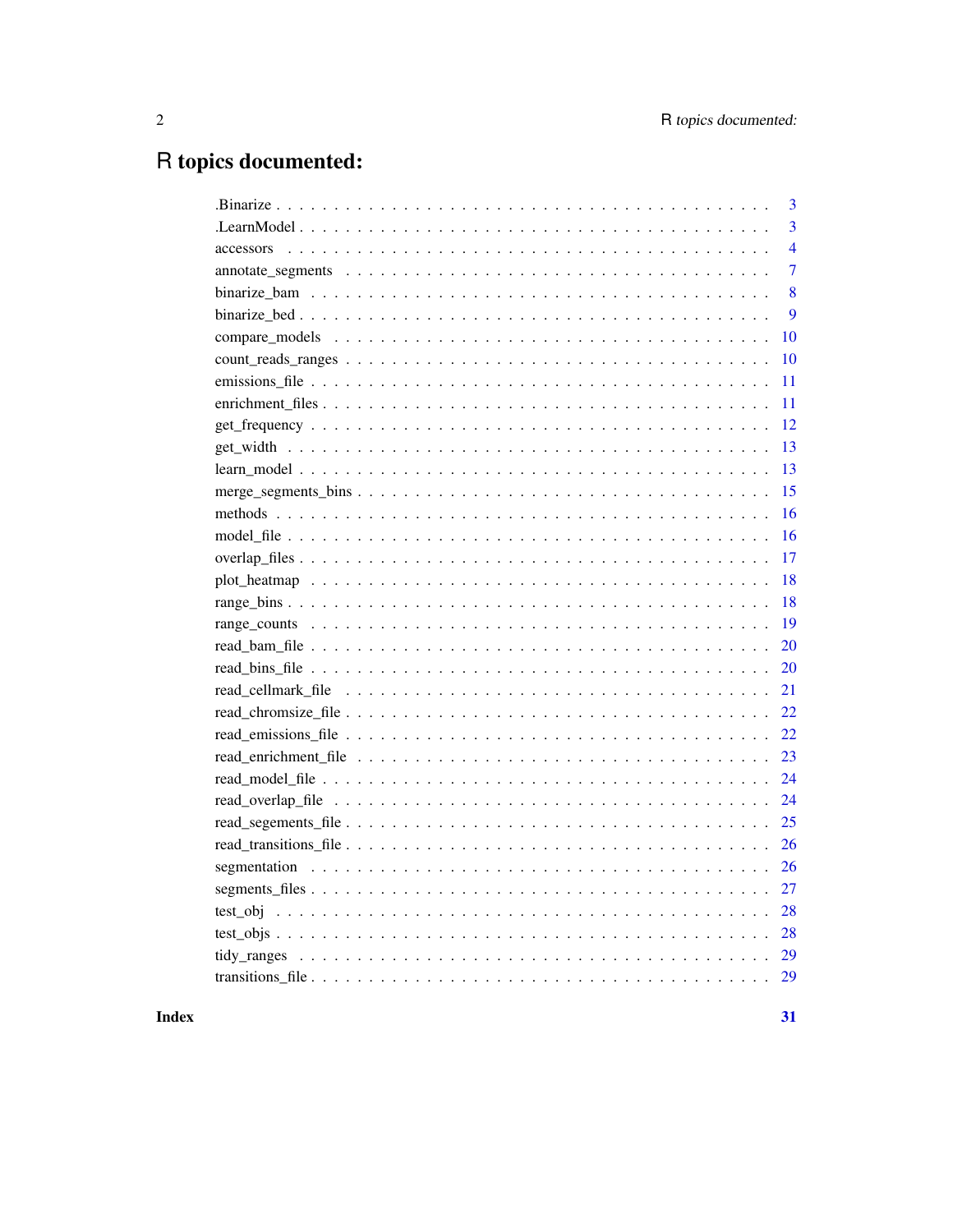# R topics documented:

| | |
|---|---|
| .Binarize | 3 |
| .LearnModel | 3 |
| accessors | 4 |
| annotate_segments | 7 |
| binarize_bam | 8 |
| binarize_bed | 9 |
| compare_models | 10 |
| count_reads_ranges | 10 |
| emissions_file | 11 |
| enrichment_files | 11 |
| get_frequency | 12 |
| get_width | 13 |
| learn_model | 13 |
| merge_segments_bins | 15 |
| methods | 16 |
| model_file | 16 |
| overlap_files | 17 |
| plot_heatmap | 18 |
| range_bins | 18 |
| range_counts | 19 |
| read_bam_file | 20 |
| read_bins_file | 20 |
| read_cellmark_file | 21 |
| read_chromsize_file | 22 |
| read_emissions_file | 22 |
| read_enrichment_file | 23 |
| read_model_file | 24 |
| read_overlap_file | 24 |
| read_segements_file | 25 |
| read_transitions_file | 26 |
| segmentation | 26 |
| segments_files | 27 |
| test_obj | 28 |
| test_objs | 28 |
| tidy_ranges | 29 |
| transitions_file | 29 |

**Index** **31**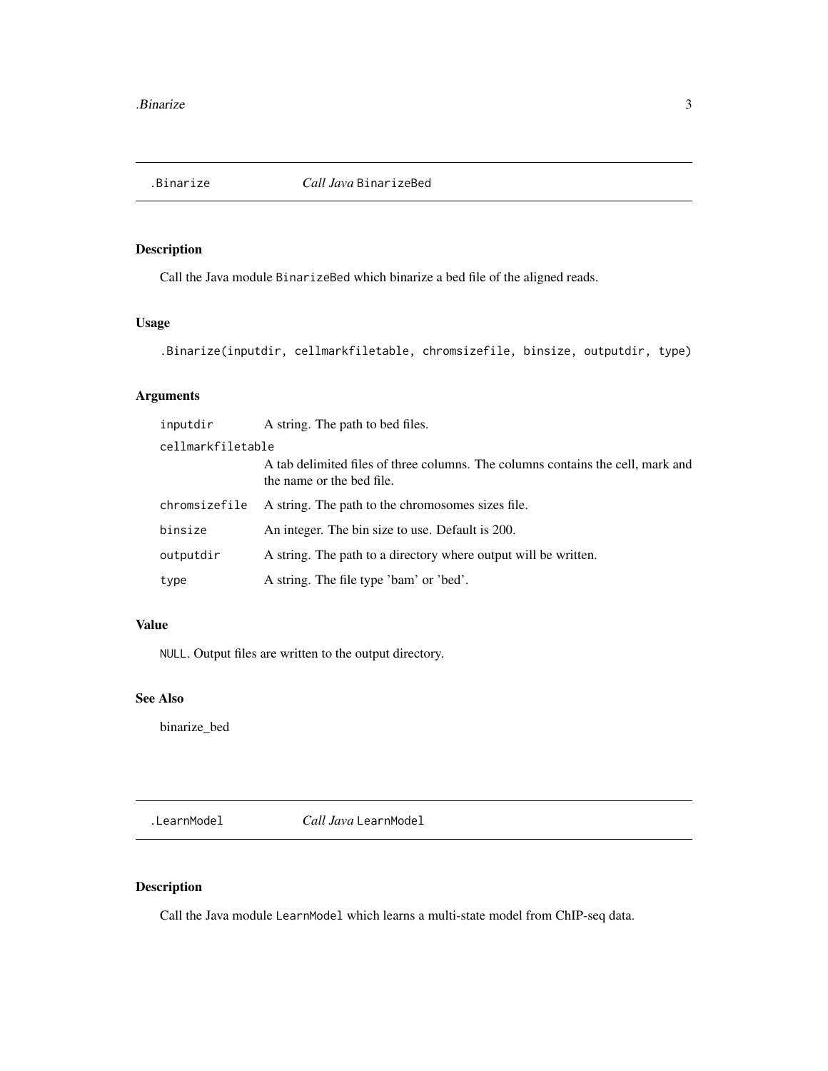## .Binarize — *Call Java* `BinarizeBed`

### Description

Call the Java module `BinarizeBed` which binarize a bed file of the aligned reads.

### Usage

```
.Binarize(inputdir, cellmarkfiletable, chromsizefile, binsize, outputdir, type)
```

### Arguments

| Argument | Description |
|---|---|
| `inputdir` | A string. The path to bed files. |
| `cellmarkfiletable` | A tab delimited files of three columns. The columns contains the cell, mark and the name or the bed file. |
| `chromsizefile` | A string. The path to the chromosomes sizes file. |
| `binsize` | An integer. The bin size to use. Default is 200. |
| `outputdir` | A string. The path to a directory where output will be written. |
| `type` | A string. The file type 'bam' or 'bed'. |

### Value

`NULL`. Output files are written to the output directory.

### See Also

binarize_bed

## .LearnModel — *Call Java* `LearnModel`

### Description

Call the Java module `LearnModel` which learns a multi-state model from ChIP-seq data.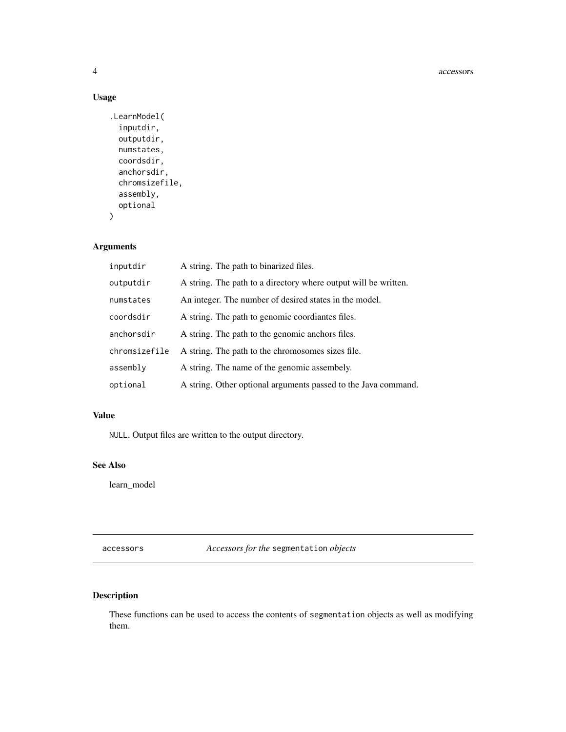## Usage

```
.LearnModel(
  inputdir,
  outputdir,
  numstates,
  coordsdir,
  anchorsdir,
  chromsizefile,
  assembly,
  optional
)
```

## Arguments

| | |
|---|---|
| inputdir | A string. The path to binarized files. |
| outputdir | A string. The path to a directory where output will be written. |
| numstates | An integer. The number of desired states in the model. |
| coordsdir | A string. The path to genomic coordiantes files. |
| anchorsdir | A string. The path to the genomic anchors files. |
| chromsizefile | A string. The path to the chromosomes sizes file. |
| assembly | A string. The name of the genomic assembely. |
| optional | A string. Other optional arguments passed to the Java command. |

## Value

`NULL`. Output files are written to the output directory.

## See Also

learn_model

---

# accessors — *Accessors for the* `segmentation` *objects*

## Description

These functions can be used to access the contents of `segmentation` objects as well as modifying them.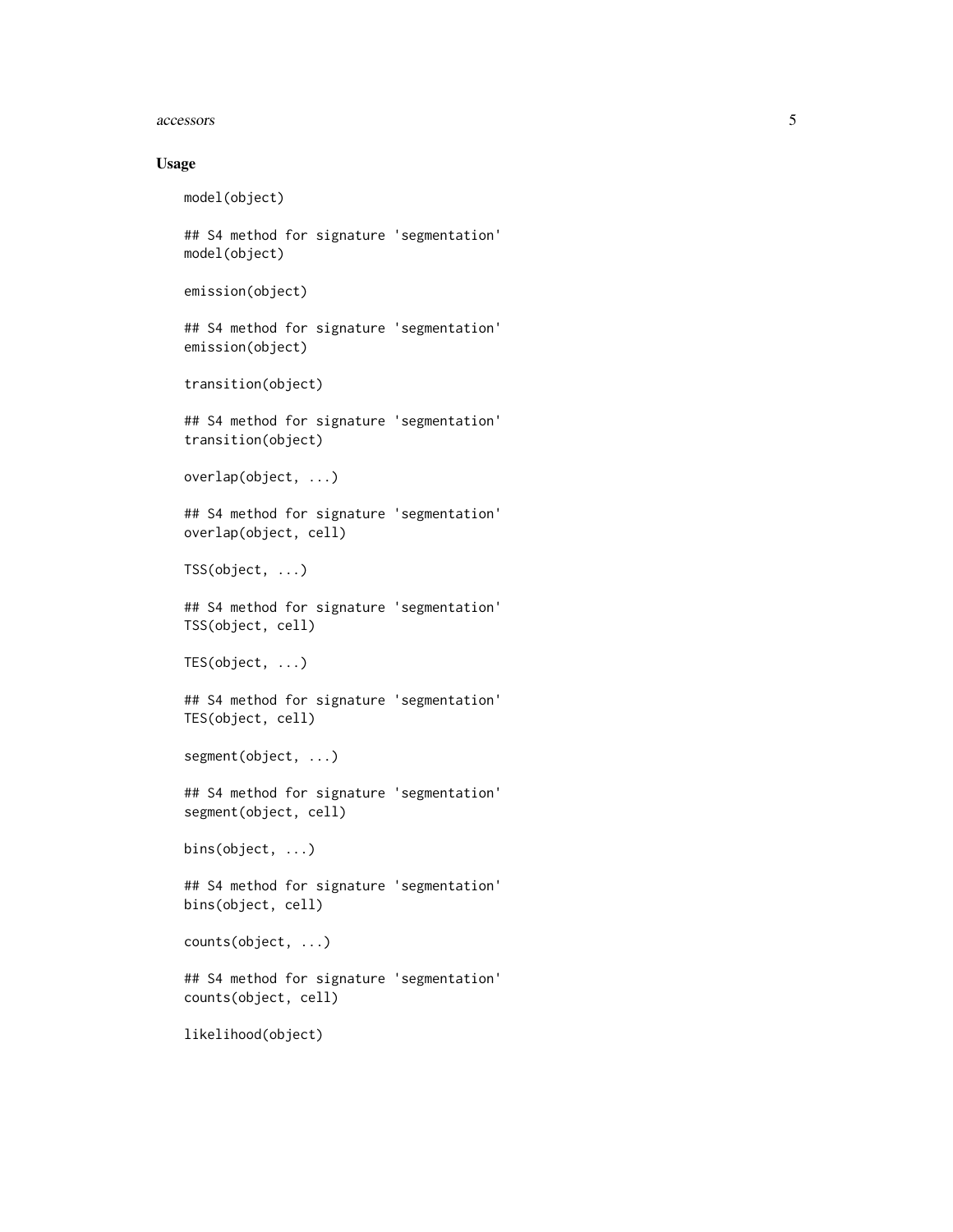## Usage

```
model(object)

## S4 method for signature 'segmentation'
model(object)

emission(object)

## S4 method for signature 'segmentation'
emission(object)

transition(object)

## S4 method for signature 'segmentation'
transition(object)

overlap(object, ...)

## S4 method for signature 'segmentation'
overlap(object, cell)

TSS(object, ...)

## S4 method for signature 'segmentation'
TSS(object, cell)

TES(object, ...)

## S4 method for signature 'segmentation'
TES(object, cell)

segment(object, ...)

## S4 method for signature 'segmentation'
segment(object, cell)

bins(object, ...)

## S4 method for signature 'segmentation'
bins(object, cell)

counts(object, ...)

## S4 method for signature 'segmentation'
counts(object, cell)

likelihood(object)
```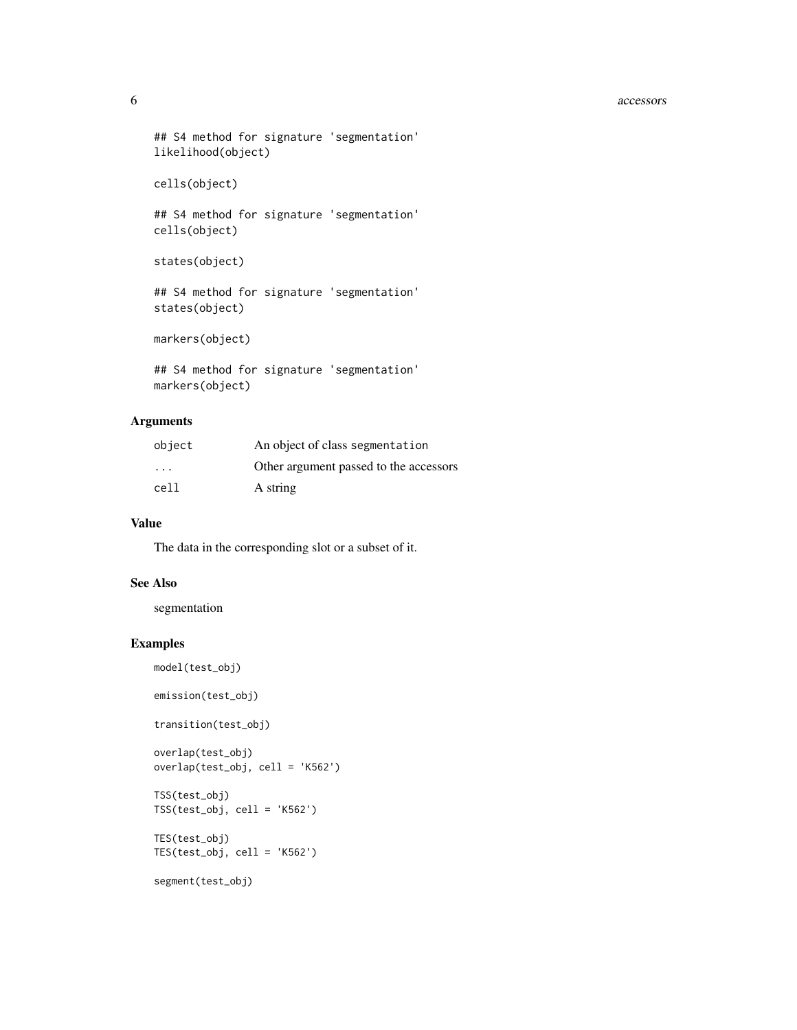```
## S4 method for signature 'segmentation'
likelihood(object)

cells(object)

## S4 method for signature 'segmentation'
cells(object)

states(object)

## S4 method for signature 'segmentation'
states(object)

markers(object)

## S4 method for signature 'segmentation'
markers(object)
```

## Arguments

| | |
|---|---|
| `object` | An object of class `segmentation` |
| `...` | Other argument passed to the accessors |
| `cell` | A string |

## Value

The data in the corresponding slot or a subset of it.

## See Also

segmentation

## Examples

```
model(test_obj)

emission(test_obj)

transition(test_obj)

overlap(test_obj)
overlap(test_obj, cell = 'K562')

TSS(test_obj)
TSS(test_obj, cell = 'K562')

TES(test_obj)
TES(test_obj, cell = 'K562')

segment(test_obj)
```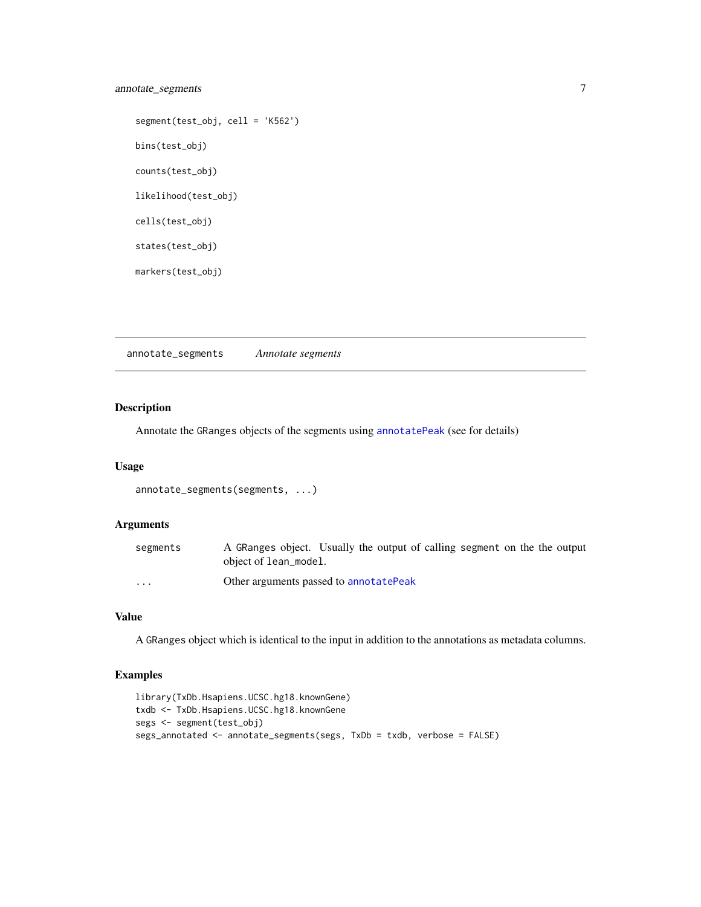```
segment(test_obj, cell = 'K562')

bins(test_obj)

counts(test_obj)

likelihood(test_obj)

cells(test_obj)

states(test_obj)

markers(test_obj)
```

---

## annotate_segments &nbsp;&nbsp;&nbsp; *Annotate segments*

---

### Description

Annotate the GRanges objects of the segments using annotatePeak (see for details)

### Usage

```
annotate_segments(segments, ...)
```

### Arguments

| | |
|---|---|
| segments | A GRanges object. Usually the output of calling segment on the the output object of lean_model. |
| ... | Other arguments passed to annotatePeak |

### Value

A GRanges object which is identical to the input in addition to the annotations as metadata columns.

### Examples

```
library(TxDb.Hsapiens.UCSC.hg18.knownGene)
txdb <- TxDb.Hsapiens.UCSC.hg18.knownGene
segs <- segment(test_obj)
segs_annotated <- annotate_segments(segs, TxDb = txdb, verbose = FALSE)
```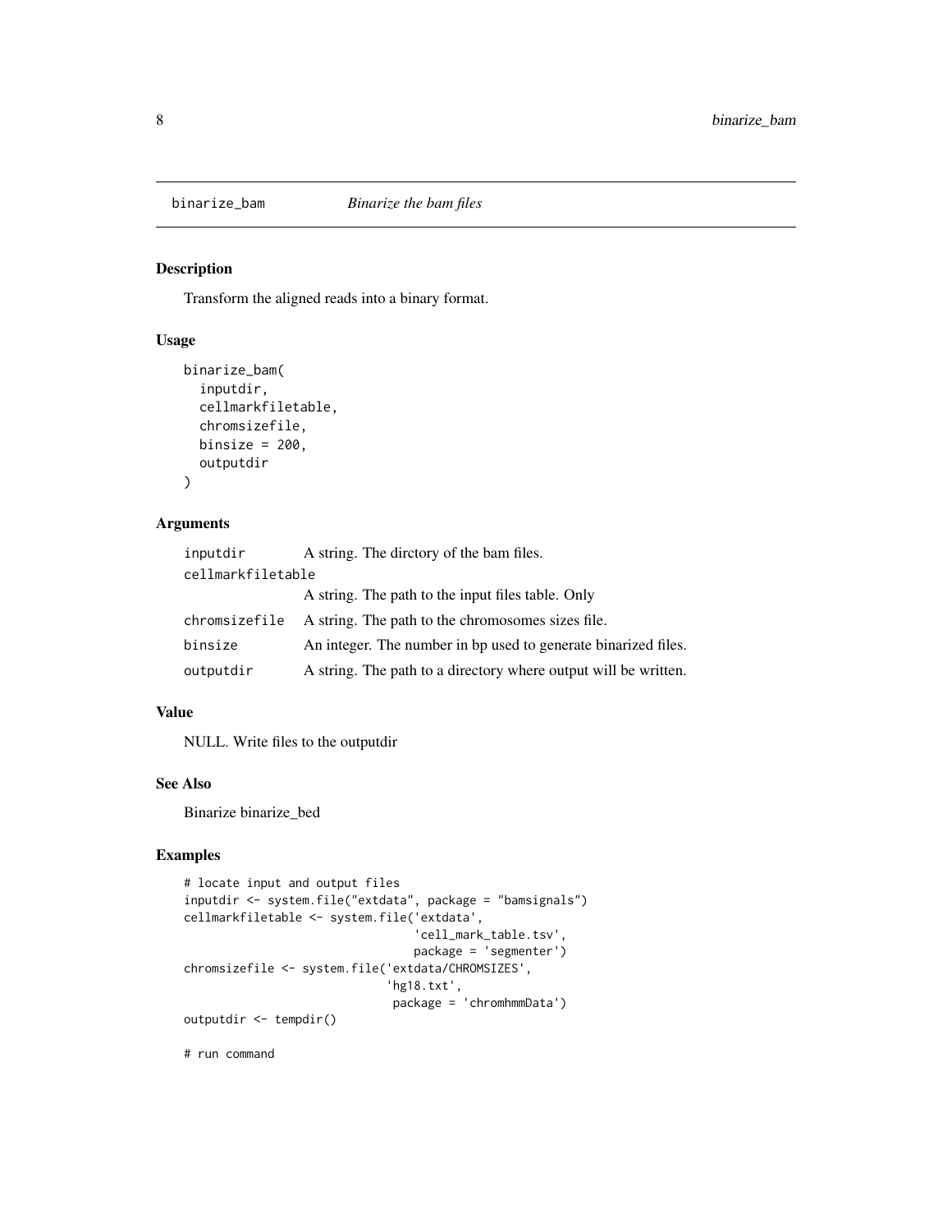## binarize_bam *Binarize the bam files*

### Description

Transform the aligned reads into a binary format.

### Usage

```
binarize_bam(
  inputdir,
  cellmarkfiletable,
  chromsizefile,
  binsize = 200,
  outputdir
)
```

### Arguments

| | |
|---|---|
| `inputdir` | A string. The dirctory of the bam files. |
| `cellmarkfiletable` | A string. The path to the input files table. Only |
| `chromsizefile` | A string. The path to the chromosomes sizes file. |
| `binsize` | An integer. The number in bp used to generate binarized files. |
| `outputdir` | A string. The path to a directory where output will be written. |

### Value

NULL. Write files to the outputdir

### See Also

Binarize binarize_bed

### Examples

```
# locate input and output files
inputdir <- system.file("extdata", package = "bamsignals")
cellmarkfiletable <- system.file('extdata',
                                 'cell_mark_table.tsv',
                                 package = 'segmenter')
chromsizefile <- system.file('extdata/CHROMSIZES',
                             'hg18.txt',
                             package = 'chromhmmData')
outputdir <- tempdir()

# run command
```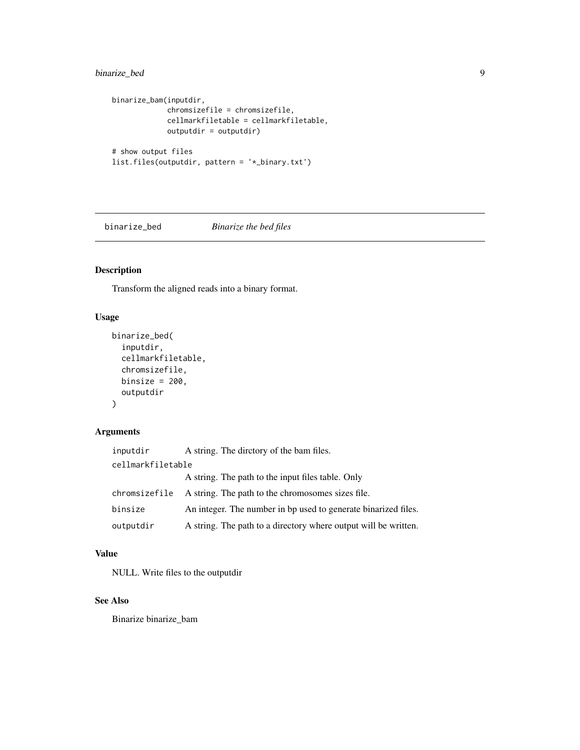```
binarize_bam(inputdir,
             chromsizefile = chromsizefile,
             cellmarkfiletable = cellmarkfiletable,
             outputdir = outputdir)

# show output files
list.files(outputdir, pattern = '*_binary.txt')
```

---

## binarize_bed — *Binarize the bed files*

### Description

Transform the aligned reads into a binary format.

### Usage

```
binarize_bed(
  inputdir,
  cellmarkfiletable,
  chromsizefile,
  binsize = 200,
  outputdir
)
```

### Arguments

| | |
|---|---|
| inputdir | A string. The dirctory of the bam files. |
| cellmarkfiletable | A string. The path to the input files table. Only |
| chromsizefile | A string. The path to the chromosomes sizes file. |
| binsize | An integer. The number in bp used to generate binarized files. |
| outputdir | A string. The path to a directory where output will be written. |

### Value

NULL. Write files to the outputdir

### See Also

Binarize binarize_bam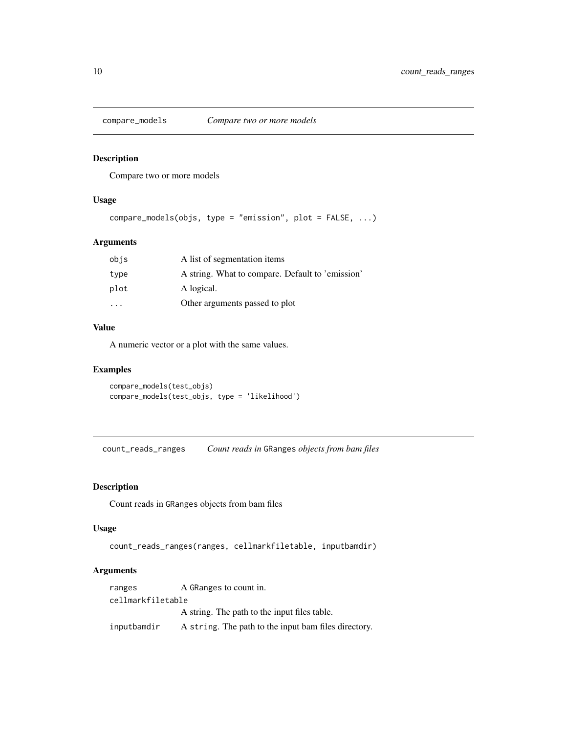## compare_models — *Compare two or more models*

### Description

Compare two or more models

### Usage

```
compare_models(objs, type = "emission", plot = FALSE, ...)
```

### Arguments

| | |
|---|---|
| objs | A list of segmentation items |
| type | A string. What to compare. Default to 'emission' |
| plot | A logical. |
| ... | Other arguments passed to plot |

### Value

A numeric vector or a plot with the same values.

### Examples

```
compare_models(test_objs)
compare_models(test_objs, type = 'likelihood')
```

## count_reads_ranges — *Count reads in* `GRanges` *objects from bam files*

### Description

Count reads in `GRanges` objects from bam files

### Usage

```
count_reads_ranges(ranges, cellmarkfiletable, inputbamdir)
```

### Arguments

| | |
|---|---|
| ranges | A `GRanges` to count in. |
| cellmarkfiletable | A string. The path to the input files table. |
| inputbamdir | A `string`. The path to the input bam files directory. |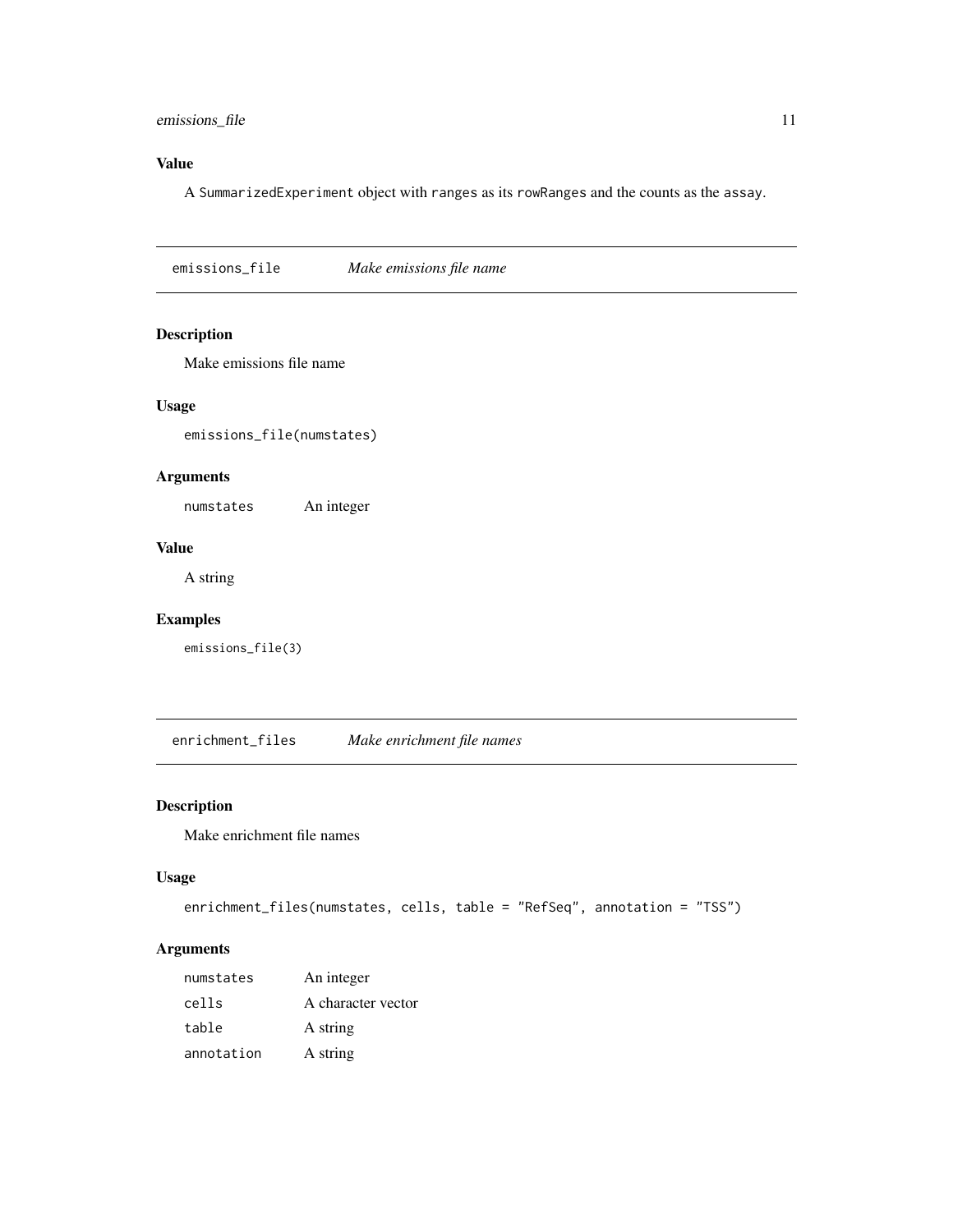### Value

A `SummarizedExperiment` object with `ranges` as its `rowRanges` and the counts as the `assay`.

---

## `emissions_file` *Make emissions file name*

### Description

Make emissions file name

### Usage

```
emissions_file(numstates)
```

### Arguments

| | |
|---|---|
| `numstates` | An integer |

### Value

A string

### Examples

```
emissions_file(3)
```

---

## `enrichment_files` *Make enrichment file names*

### Description

Make enrichment file names

### Usage

```
enrichment_files(numstates, cells, table = "RefSeq", annotation = "TSS")
```

### Arguments

| | |
|---|---|
| `numstates` | An integer |
| `cells` | A character vector |
| `table` | A string |
| `annotation` | A string |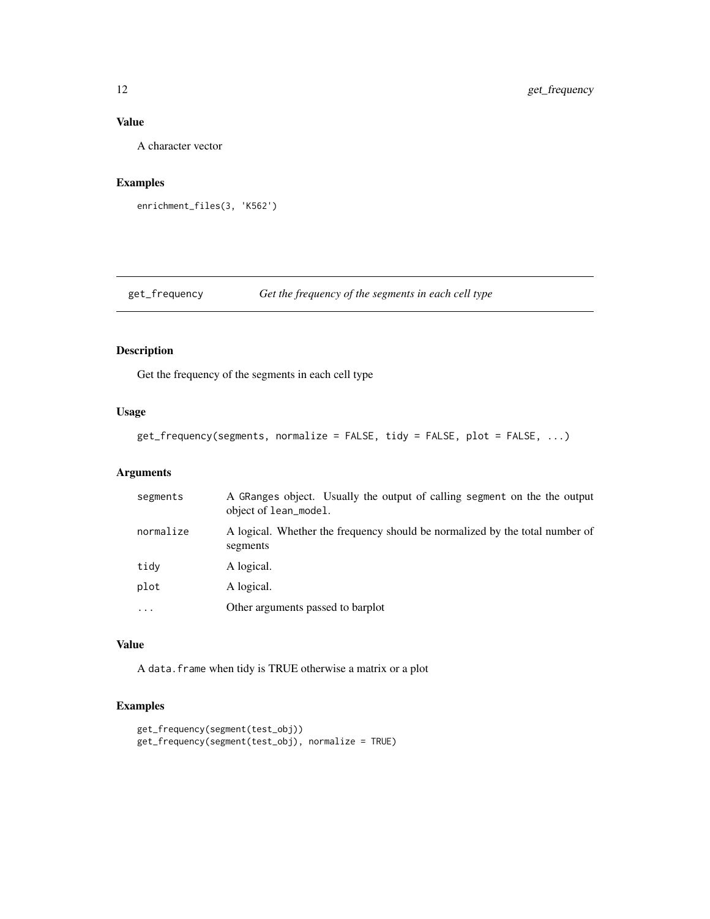## Value

A character vector

## Examples

```
enrichment_files(3, 'K562')
```

---

# get_frequency — *Get the frequency of the segments in each cell type*

---

## Description

Get the frequency of the segments in each cell type

## Usage

```
get_frequency(segments, normalize = FALSE, tidy = FALSE, plot = FALSE, ...)
```

## Arguments

| | |
|---|---|
| `segments` | A `GRanges` object. Usually the output of calling `segment` on the the output object of `lean_model`. |
| `normalize` | A logical. Whether the frequency should be normalized by the total number of segments |
| `tidy` | A logical. |
| `plot` | A logical. |
| `...` | Other arguments passed to barplot |

## Value

A `data.frame` when tidy is TRUE otherwise a matrix or a plot

## Examples

```
get_frequency(segment(test_obj))
get_frequency(segment(test_obj), normalize = TRUE)
```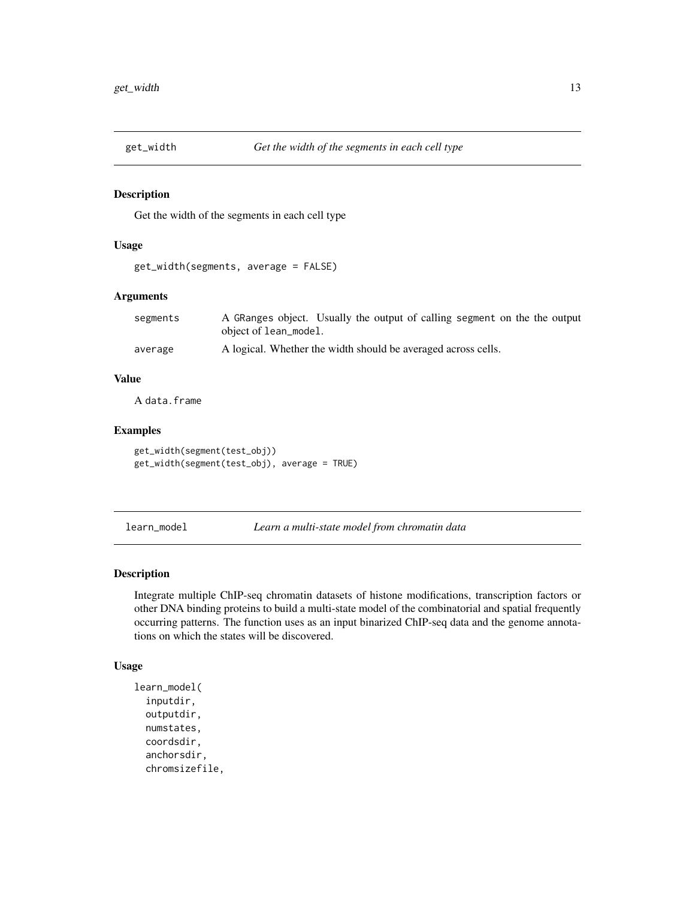## get_width — *Get the width of the segments in each cell type*

### Description

Get the width of the segments in each cell type

### Usage

```
get_width(segments, average = FALSE)
```

### Arguments

| | |
|---|---|
| `segments` | A `GRanges` object. Usually the output of calling `segment` on the the output object of `lean_model`. |
| `average` | A logical. Whether the width should be averaged across cells. |

### Value

A `data.frame`

### Examples

```
get_width(segment(test_obj))
get_width(segment(test_obj), average = TRUE)
```

## learn_model — *Learn a multi-state model from chromatin data*

### Description

Integrate multiple ChIP-seq chromatin datasets of histone modifications, transcription factors or other DNA binding proteins to build a multi-state model of the combinatorial and spatial frequently occurring patterns. The function uses as an input binarized ChIP-seq data and the genome annotations on which the states will be discovered.

### Usage

```
learn_model(
  inputdir,
  outputdir,
  numstates,
  coordsdir,
  anchorsdir,
  chromsizefile,
```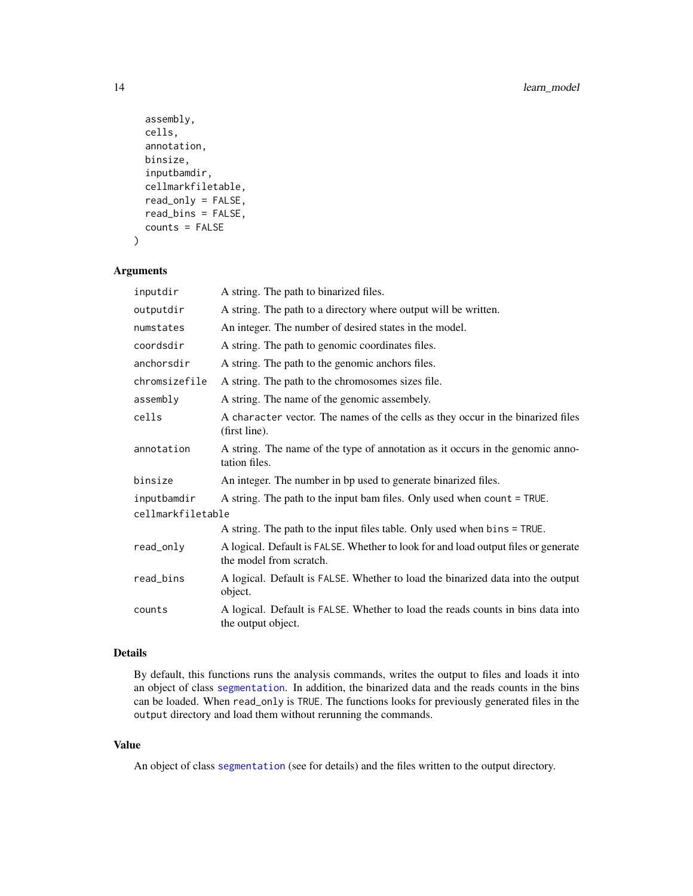```
  assembly,
  cells,
  annotation,
  binsize,
  inputbamdir,
  cellmarkfiletable,
  read_only = FALSE,
  read_bins = FALSE,
  counts = FALSE
)
```

## Arguments

| | |
|---|---|
| `inputdir` | A string. The path to binarized files. |
| `outputdir` | A string. The path to a directory where output will be written. |
| `numstates` | An integer. The number of desired states in the model. |
| `coordsdir` | A string. The path to genomic coordinates files. |
| `anchorsdir` | A string. The path to the genomic anchors files. |
| `chromsizefile` | A string. The path to the chromosomes sizes file. |
| `assembly` | A string. The name of the genomic assemebly. |
| `cells` | A `character` vector. The names of the cells as they occur in the binarized files (first line). |
| `annotation` | A string. The name of the type of annotation as it occurs in the genomic annotation files. |
| `binsize` | An integer. The number in bp used to generate binarized files. |
| `inputbamdir` | A string. The path to the input bam files. Only used when `count = TRUE`. |
| `cellmarkfiletable` | A string. The path to the input files table. Only used when `bins = TRUE`. |
| `read_only` | A logical. Default is `FALSE`. Whether to look for and load output files or generate the model from scratch. |
| `read_bins` | A logical. Default is `FALSE`. Whether to load the binarized data into the output object. |
| `counts` | A logical. Default is `FALSE`. Whether to load the reads counts in bins data into the output object. |

## Details

By default, this functions runs the analysis commands, writes the output to files and loads it into an object of class `segmentation`. In addition, the binarized data and the reads counts in the bins can be loaded. When `read_only` is `TRUE`. The functions looks for previously generated files in the `output` directory and load them without rerunning the commands.

## Value

An object of class `segmentation` (see for details) and the files written to the output directory.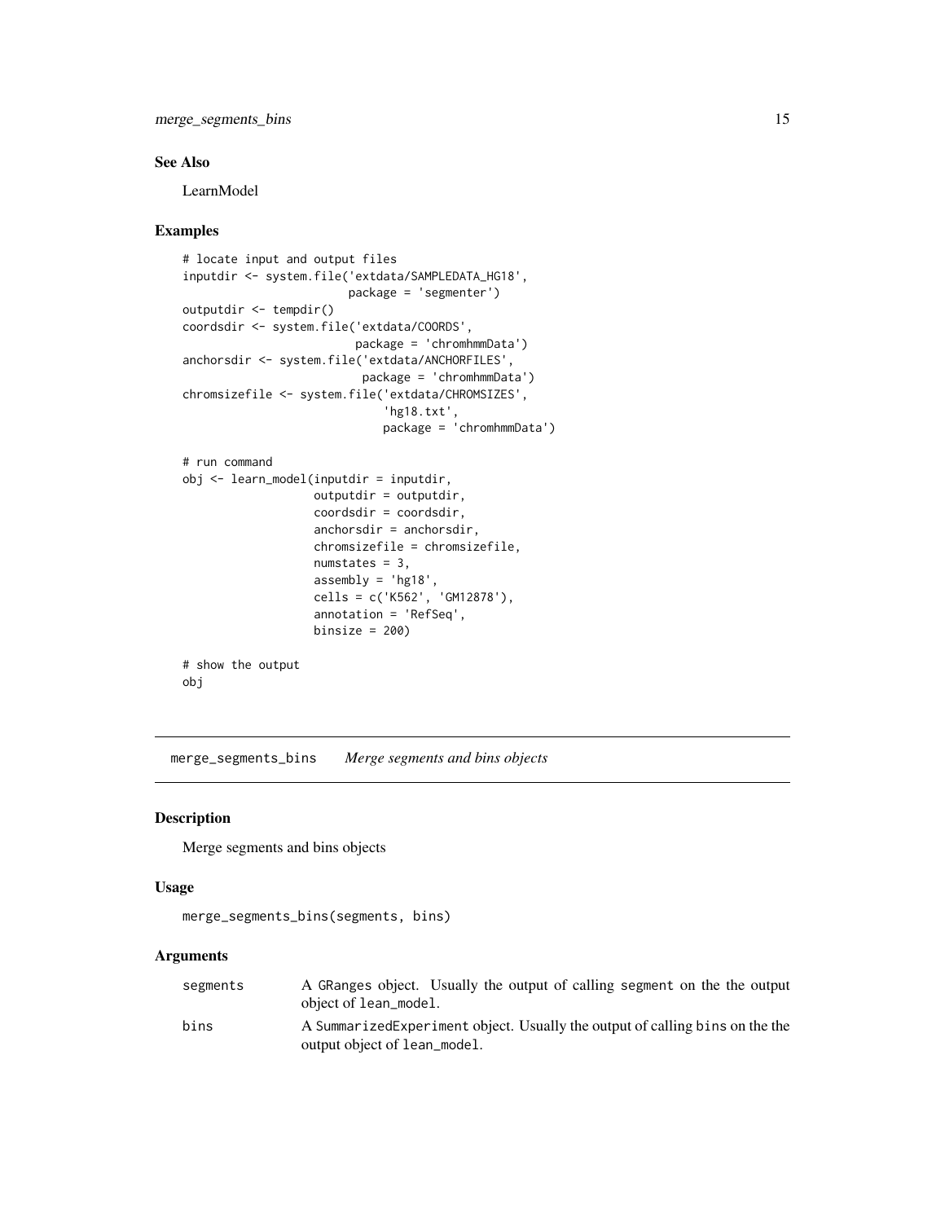## See Also

LearnModel

## Examples

```
# locate input and output files
inputdir <- system.file('extdata/SAMPLEDATA_HG18',
                        package = 'segmenter')
outputdir <- tempdir()
coordsdir <- system.file('extdata/COORDS',
                         package = 'chromhmmData')
anchorsdir <- system.file('extdata/ANCHORFILES',
                          package = 'chromhmmData')
chromsizefile <- system.file('extdata/CHROMSIZES',
                             'hg18.txt',
                             package = 'chromhmmData')

# run command
obj <- learn_model(inputdir = inputdir,
                   outputdir = outputdir,
                   coordsdir = coordsdir,
                   anchorsdir = anchorsdir,
                   chromsizefile = chromsizefile,
                   numstates = 3,
                   assembly = 'hg18',
                   cells = c('K562', 'GM12878'),
                   annotation = 'RefSeq',
                   binsize = 200)

# show the output
obj
```

---

# merge_segments_bins    *Merge segments and bins objects*

## Description

Merge segments and bins objects

## Usage

```
merge_segments_bins(segments, bins)
```

## Arguments

| | |
|---|---|
| segments | A GRanges object. Usually the output of calling segment on the the output object of lean_model. |
| bins | A SummarizedExperiment object. Usually the output of calling bins on the the output object of lean_model. |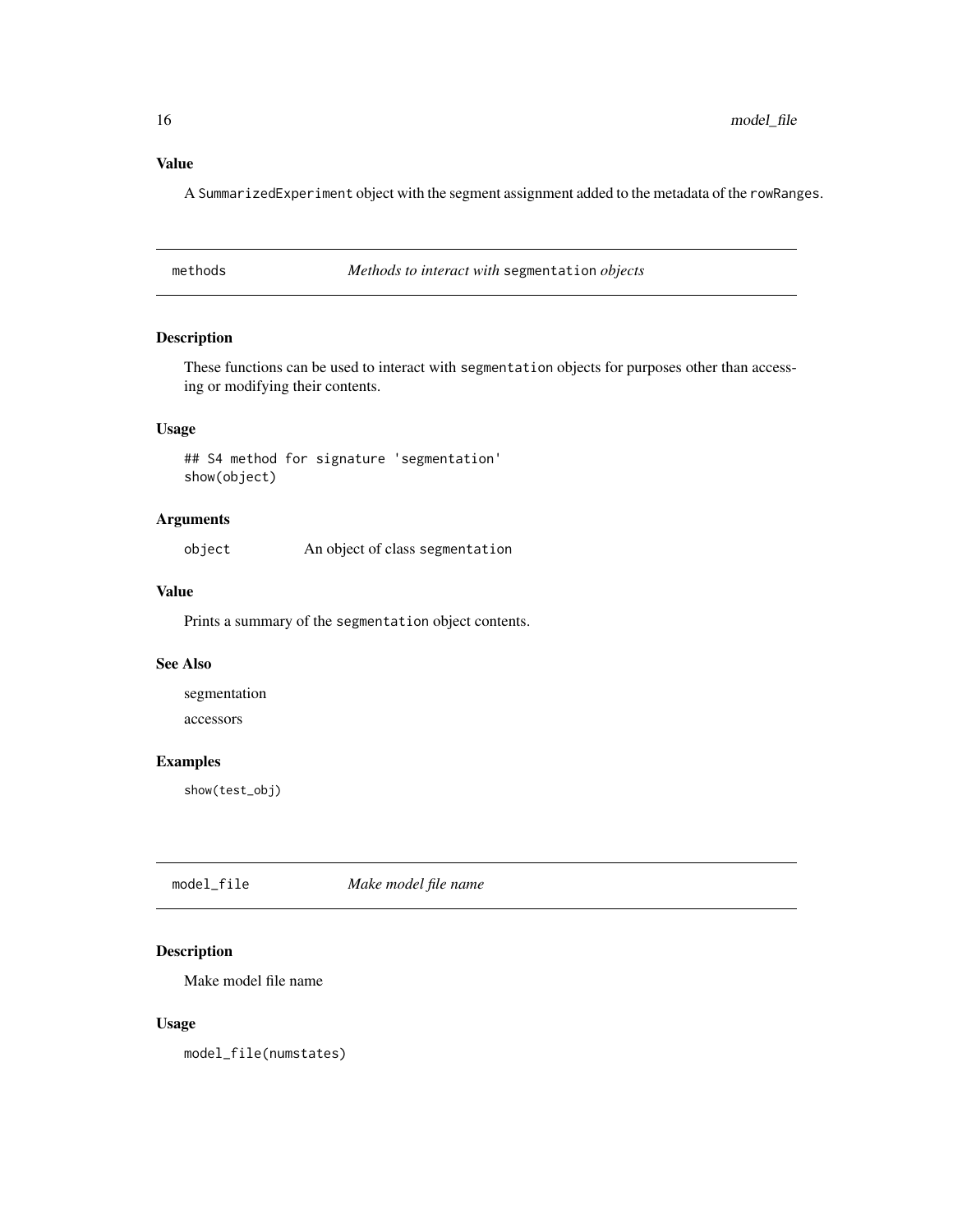### Value

A `SummarizedExperiment` object with the segment assignment added to the metadata of the `rowRanges`.

---

## methods — *Methods to interact with* `segmentation` *objects*

### Description

These functions can be used to interact with `segmentation` objects for purposes other than accessing or modifying their contents.

### Usage

```
## S4 method for signature 'segmentation'
show(object)
```

### Arguments

| | |
|---|---|
| `object` | An object of class `segmentation` |

### Value

Prints a summary of the `segmentation` object contents.

### See Also

segmentation

accessors

### Examples

```
show(test_obj)
```

---

## model_file — *Make model file name*

### Description

Make model file name

### Usage

```
model_file(numstates)
```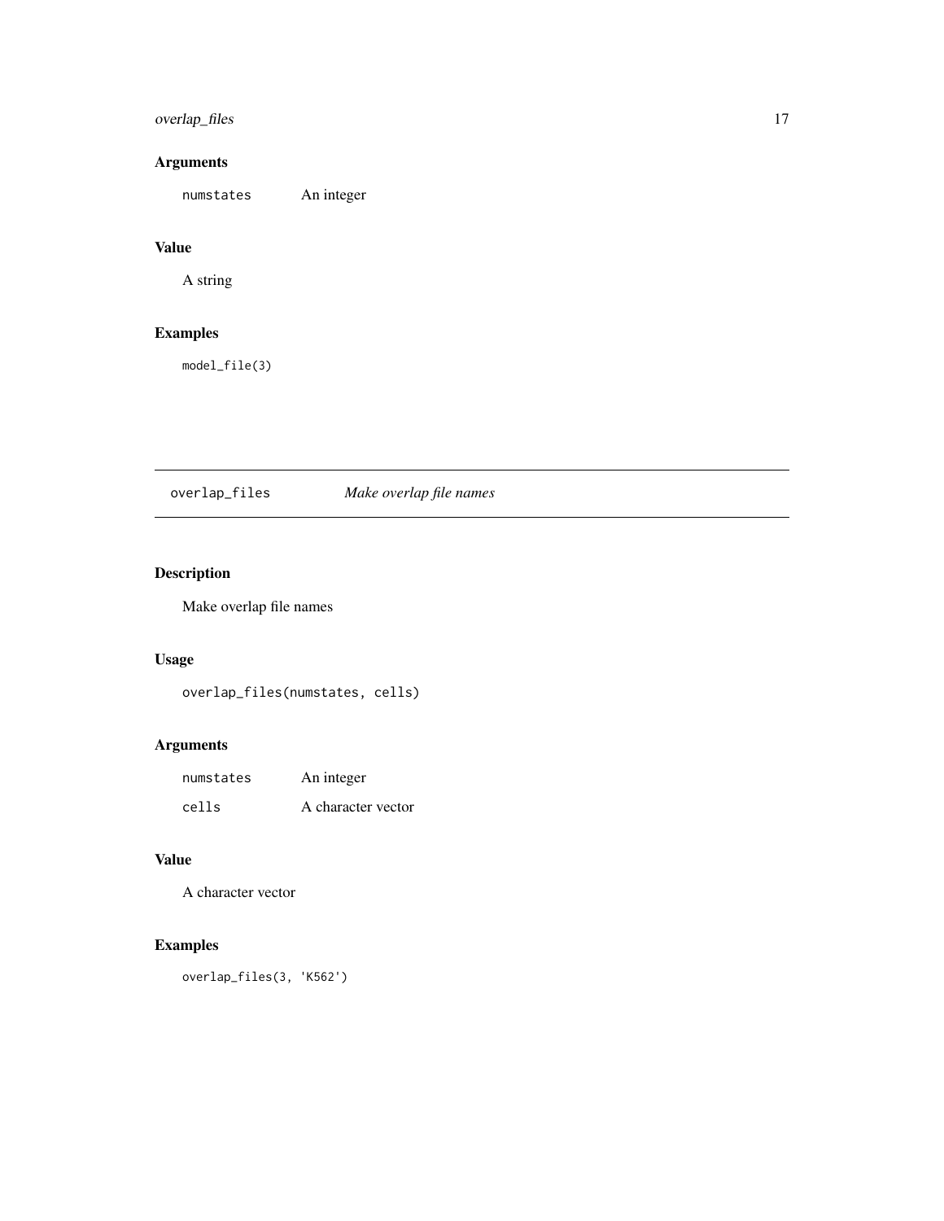### Arguments

| | |
|---|---|
| `numstates` | An integer |

### Value

A string

### Examples

```
model_file(3)
```

---

## overlap_files — *Make overlap file names*

---

### Description

Make overlap file names

### Usage

```
overlap_files(numstates, cells)
```

### Arguments

| | |
|---|---|
| `numstates` | An integer |
| `cells` | A character vector |

### Value

A character vector

### Examples

```
overlap_files(3, 'K562')
```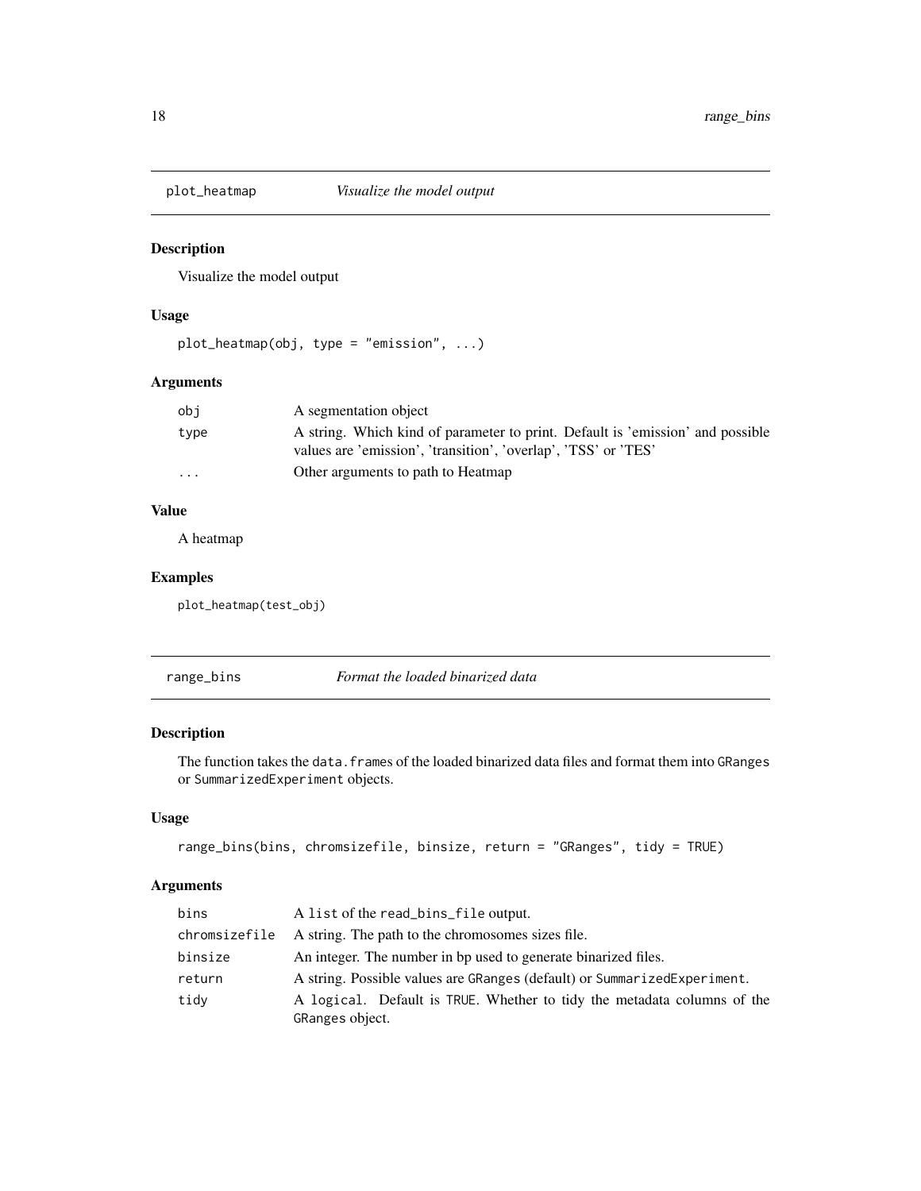## plot_heatmap *Visualize the model output*

### Description

Visualize the model output

### Usage

```
plot_heatmap(obj, type = "emission", ...)
```

### Arguments

| | |
|---|---|
| obj | A segmentation object |
| type | A string. Which kind of parameter to print. Default is 'emission' and possible values are 'emission', 'transition', 'overlap', 'TSS' or 'TES' |
| ... | Other arguments to path to Heatmap |

### Value

A heatmap

### Examples

```
plot_heatmap(test_obj)
```

## range_bins *Format the loaded binarized data*

### Description

The function takes the `data.frames` of the loaded binarized data files and format them into `GRanges` or `SummarizedExperiment` objects.

### Usage

```
range_bins(bins, chromsizefile, binsize, return = "GRanges", tidy = TRUE)
```

### Arguments

| | |
|---|---|
| bins | A `list` of the `read_bins_file` output. |
| chromsizefile | A string. The path to the chromosomes sizes file. |
| binsize | An integer. The number in bp used to generate binarized files. |
| return | A string. Possible values are `GRanges` (default) or `SummarizedExperiment`. |
| tidy | A `logical`. Default is `TRUE`. Whether to tidy the metadata columns of the `GRanges` object. |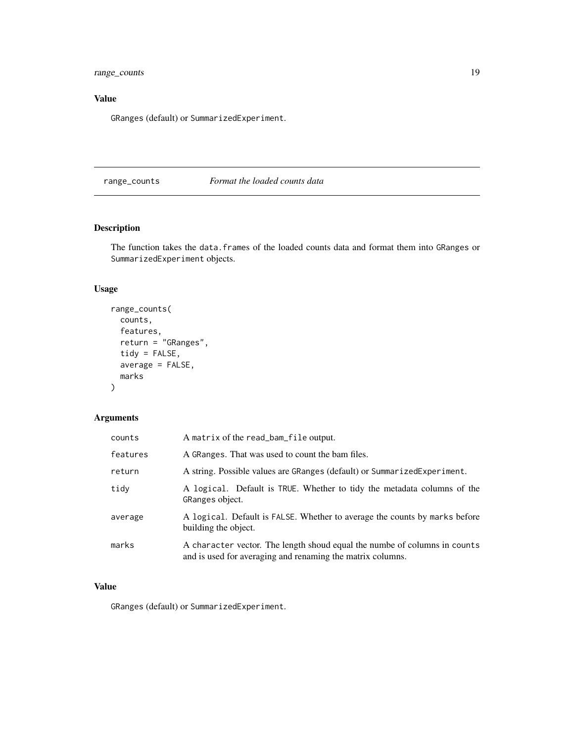## Value

GRanges (default) or SummarizedExperiment.

---

## range_counts    *Format the loaded counts data*

---

### Description

The function takes the data.frames of the loaded counts data and format them into GRanges or SummarizedExperiment objects.

### Usage

```
range_counts(
  counts,
  features,
  return = "GRanges",
  tidy = FALSE,
  average = FALSE,
  marks
)
```

### Arguments

| | |
|---|---|
| counts | A matrix of the read_bam_file output. |
| features | A GRanges. That was used to count the bam files. |
| return | A string. Possible values are GRanges (default) or SummarizedExperiment. |
| tidy | A logical. Default is TRUE. Whether to tidy the metadata columns of the GRanges object. |
| average | A logical. Default is FALSE. Whether to average the counts by marks before building the object. |
| marks | A character vector. The length shoud equal the numbe of columns in counts and is used for averaging and renaming the matrix columns. |

### Value

GRanges (default) or SummarizedExperiment.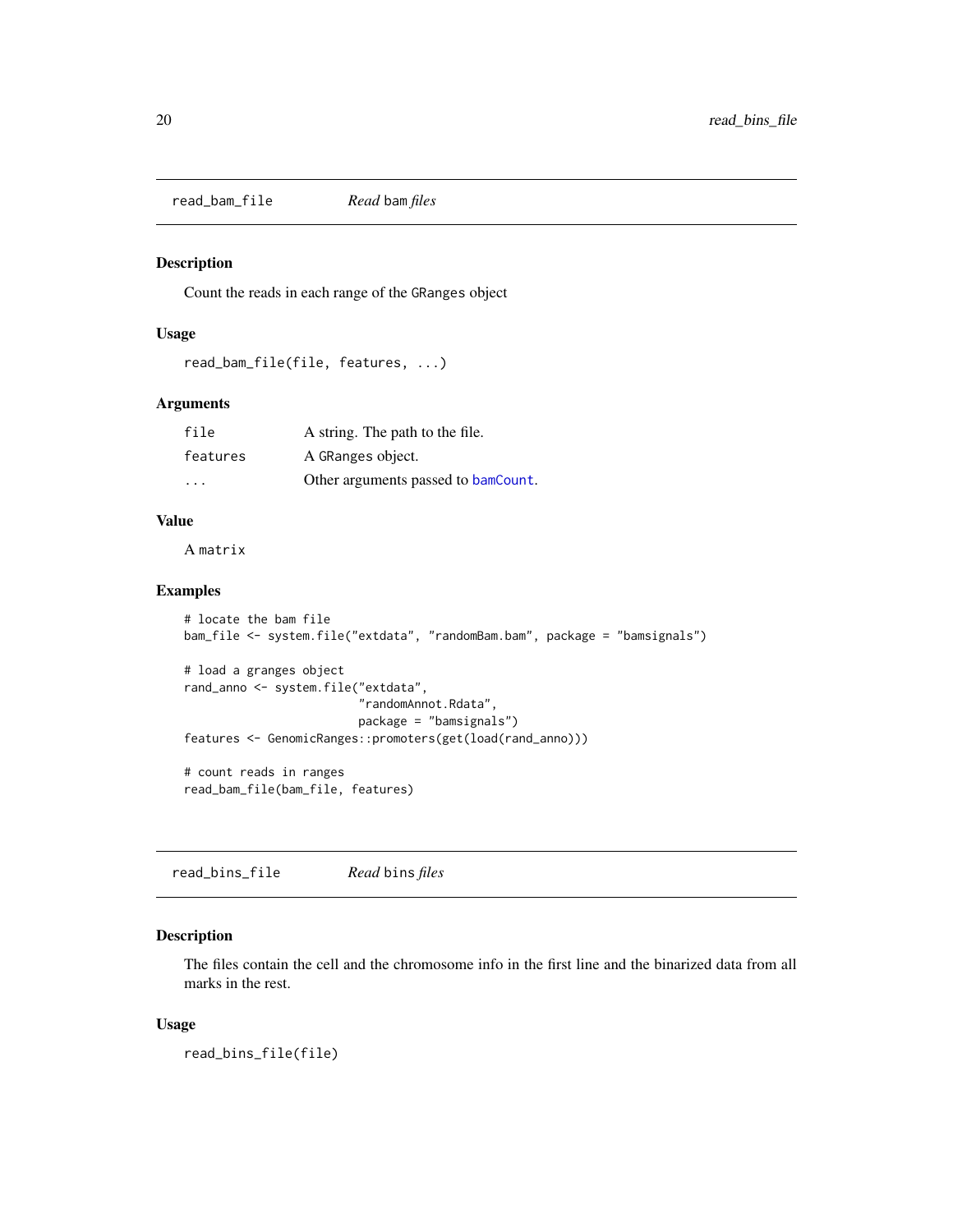## read_bam_file *Read* bam *files*

### Description

Count the reads in each range of the GRanges object

### Usage

```
read_bam_file(file, features, ...)
```

### Arguments

| | |
|---|---|
| file | A string. The path to the file. |
| features | A GRanges object. |
| ... | Other arguments passed to bamCount. |

### Value

A matrix

### Examples

```
# locate the bam file
bam_file <- system.file("extdata", "randomBam.bam", package = "bamsignals")

# load a granges object
rand_anno <- system.file("extdata",
                         "randomAnnot.Rdata",
                         package = "bamsignals")
features <- GenomicRanges::promoters(get(load(rand_anno)))

# count reads in ranges
read_bam_file(bam_file, features)
```

## read_bins_file *Read* bins *files*

### Description

The files contain the cell and the chromosome info in the first line and the binarized data from all marks in the rest.

### Usage

```
read_bins_file(file)
```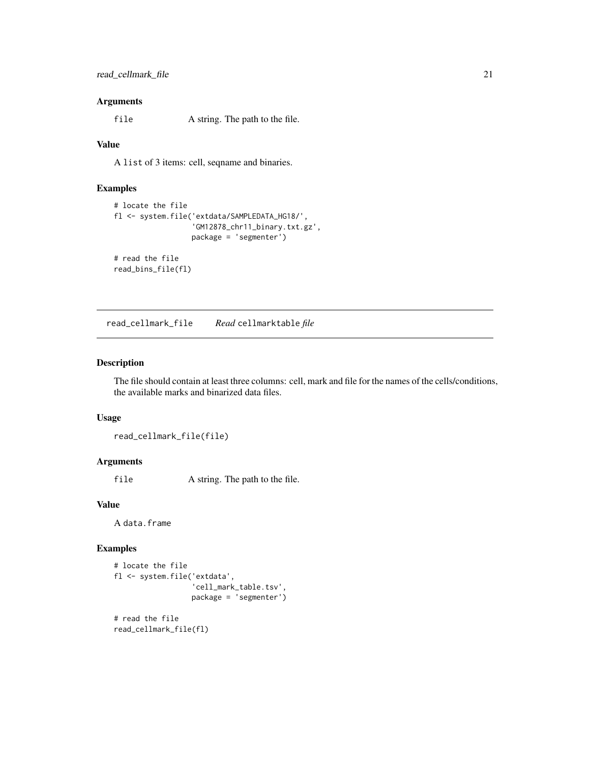### Arguments

file A string. The path to the file.

### Value

A `list` of 3 items: cell, seqname and binaries.

### Examples

```
# locate the file
fl <- system.file('extdata/SAMPLEDATA_HG18/',
                  'GM12878_chr11_binary.txt.gz',
                  package = 'segmenter')

# read the file
read_bins_file(fl)
```

---

## read_cellmark_file *Read* `cellmarktable` *file*

### Description

The file should contain at least three columns: cell, mark and file for the names of the cells/conditions, the available marks and binarized data files.

### Usage

```
read_cellmark_file(file)
```

### Arguments

file A string. The path to the file.

### Value

A `data.frame`

### Examples

```
# locate the file
fl <- system.file('extdata',
                  'cell_mark_table.tsv',
                  package = 'segmenter')

# read the file
read_cellmark_file(fl)
```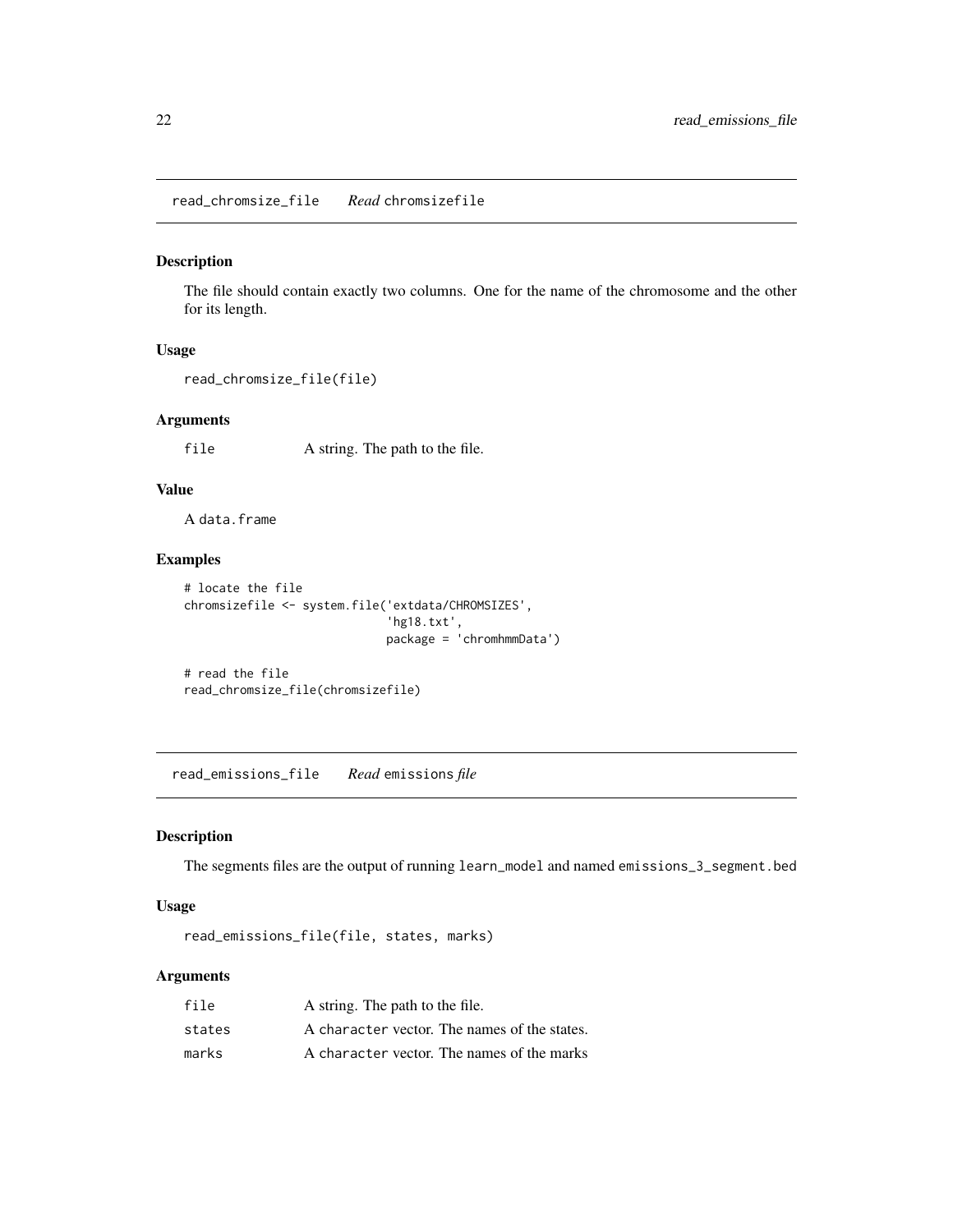## read_chromsize_file *Read* chromsizefile

### Description

The file should contain exactly two columns. One for the name of the chromosome and the other for its length.

### Usage

```
read_chromsize_file(file)
```

### Arguments

| | |
|---|---|
| file | A string. The path to the file. |

### Value

A data.frame

### Examples

```
# locate the file
chromsizefile <- system.file('extdata/CHROMSIZES',
                             'hg18.txt',
                             package = 'chromhmmData')

# read the file
read_chromsize_file(chromsizefile)
```

## read_emissions_file *Read* emissions *file*

### Description

The segments files are the output of running learn_model and named emissions_3_segment.bed

### Usage

```
read_emissions_file(file, states, marks)
```

### Arguments

| | |
|---|---|
| file | A string. The path to the file. |
| states | A character vector. The names of the states. |
| marks | A character vector. The names of the marks |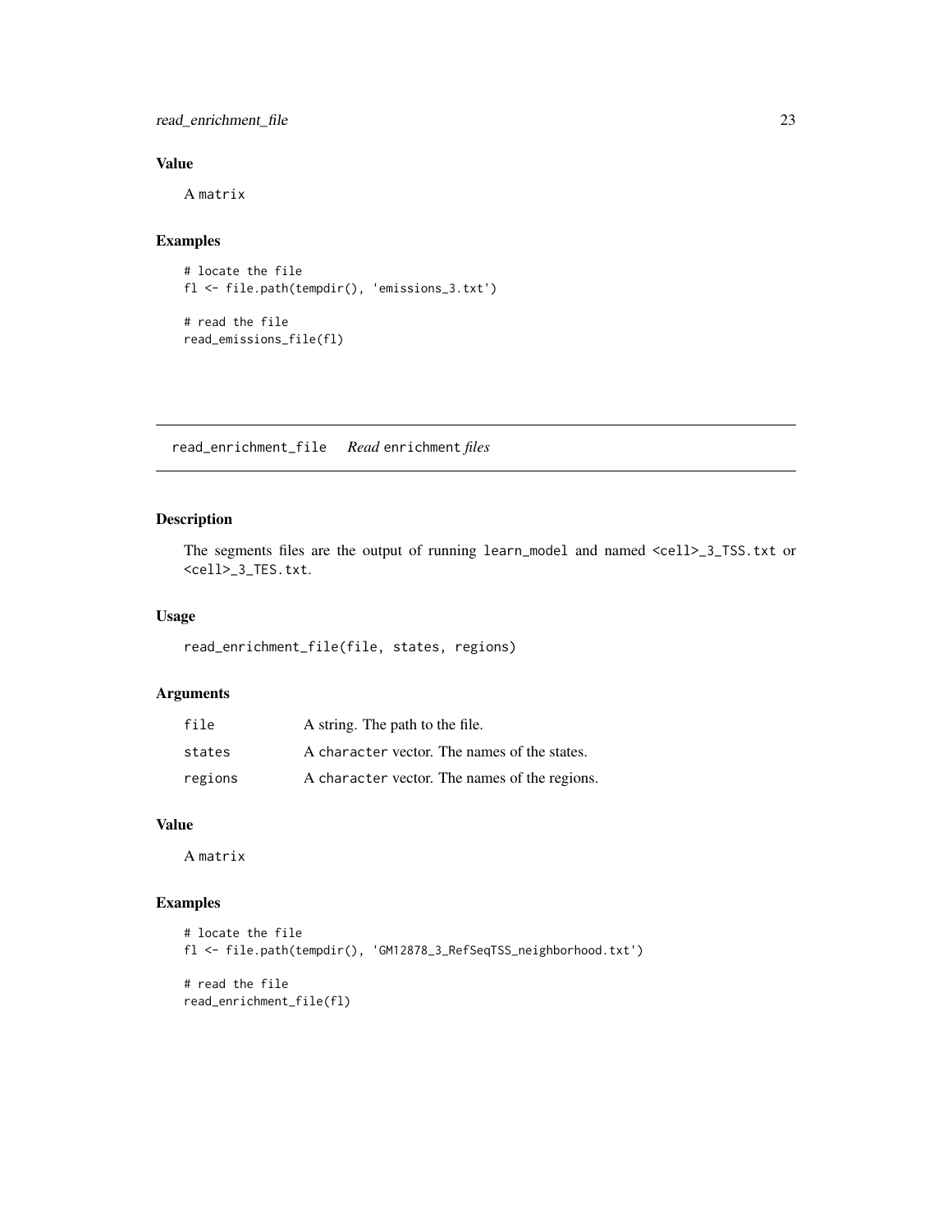## Value

A matrix

## Examples

```
# locate the file
fl <- file.path(tempdir(), 'emissions_3.txt')

# read the file
read_emissions_file(fl)
```

---

# read_enrichment_file — *Read* enrichment *files*

## Description

The segments files are the output of running learn_model and named <cell>_3_TSS.txt or <cell>_3_TES.txt.

## Usage

```
read_enrichment_file(file, states, regions)
```

## Arguments

| | |
|---|---|
| file | A string. The path to the file. |
| states | A character vector. The names of the states. |
| regions | A character vector. The names of the regions. |

## Value

A matrix

## Examples

```
# locate the file
fl <- file.path(tempdir(), 'GM12878_3_RefSeqTSS_neighborhood.txt')

# read the file
read_enrichment_file(fl)
```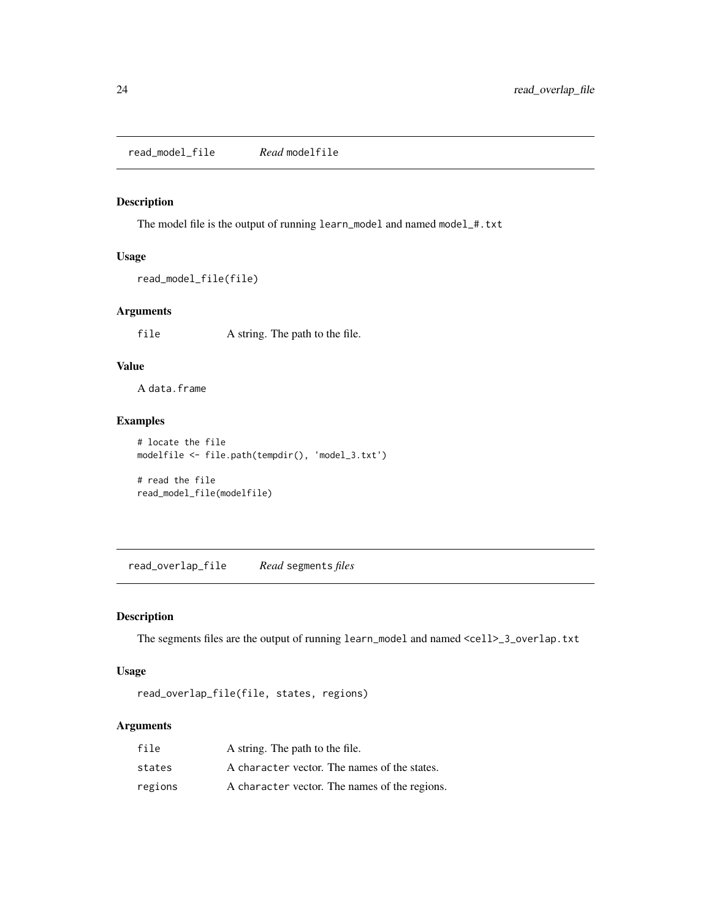## read_model_file &nbsp;&nbsp;&nbsp; *Read* `modelfile`

### Description

The model file is the output of running `learn_model` and named `model_#.txt`

### Usage

```
read_model_file(file)
```

### Arguments

| | |
|---|---|
| `file` | A string. The path to the file. |

### Value

A `data.frame`

### Examples

```
# locate the file
modelfile <- file.path(tempdir(), 'model_3.txt')

# read the file
read_model_file(modelfile)
```

## read_overlap_file &nbsp;&nbsp;&nbsp; *Read* `segments` *files*

### Description

The segments files are the output of running `learn_model` and named `<cell>_3_overlap.txt`

### Usage

```
read_overlap_file(file, states, regions)
```

### Arguments

| | |
|---|---|
| `file` | A string. The path to the file. |
| `states` | A `character` vector. The names of the states. |
| `regions` | A `character` vector. The names of the regions. |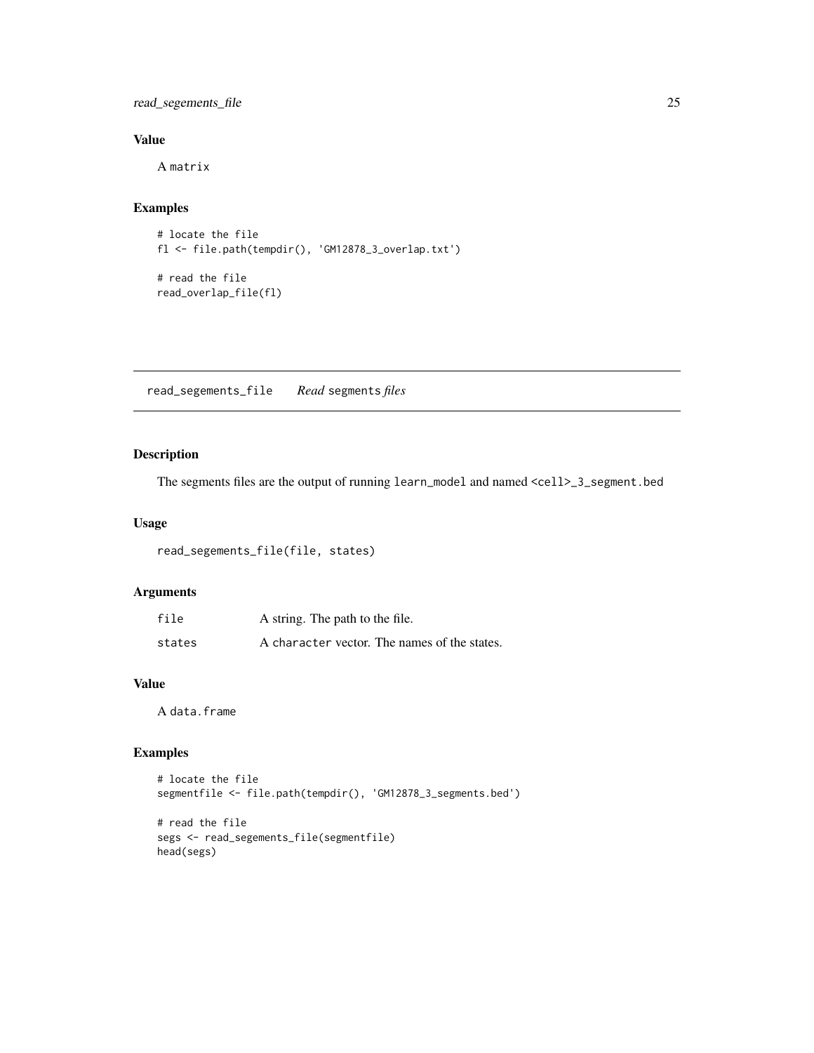## Value

A `matrix`

## Examples

```
# locate the file
fl <- file.path(tempdir(), 'GM12878_3_overlap.txt')

# read the file
read_overlap_file(fl)
```

---

# read_segements_file    *Read* segments *files*

---

## Description

The segments files are the output of running `learn_model` and named `<cell>_3_segment.bed`

## Usage

```
read_segements_file(file, states)
```

## Arguments

| | |
|---|---|
| `file` | A string. The path to the file. |
| `states` | A `character` vector. The names of the states. |

## Value

A `data.frame`

## Examples

```
# locate the file
segmentfile <- file.path(tempdir(), 'GM12878_3_segments.bed')

# read the file
segs <- read_segements_file(segmentfile)
head(segs)
```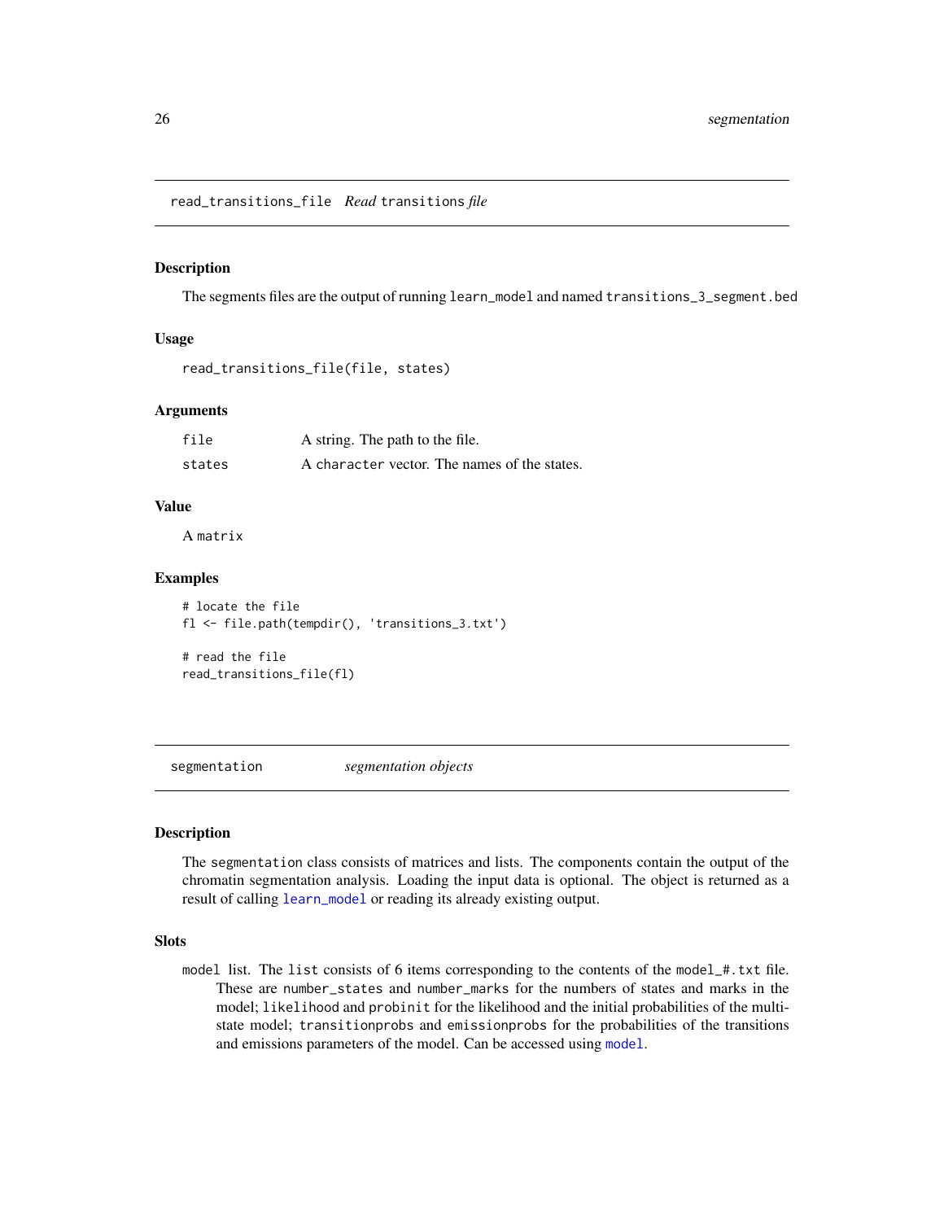## read_transitions_file *Read* transitions *file*

### Description

The segments files are the output of running learn_model and named transitions_3_segment.bed

### Usage

```
read_transitions_file(file, states)
```

### Arguments

| | |
|---|---|
| file | A string. The path to the file. |
| states | A character vector. The names of the states. |

### Value

A matrix

### Examples

```
# locate the file
fl <- file.path(tempdir(), 'transitions_3.txt')

# read the file
read_transitions_file(fl)
```

## segmentation *segmentation objects*

### Description

The segmentation class consists of matrices and lists. The components contain the output of the chromatin segmentation analysis. Loading the input data is optional. The object is returned as a result of calling learn_model or reading its already existing output.

### Slots

model list. The list consists of 6 items corresponding to the contents of the model_#.txt file. These are number_states and number_marks for the numbers of states and marks in the model; likelihood and probinit for the likelihood and the initial probabilities of the multi-state model; transitionprobs and emissionprobs for the probabilities of the transitions and emissions parameters of the model. Can be accessed using model.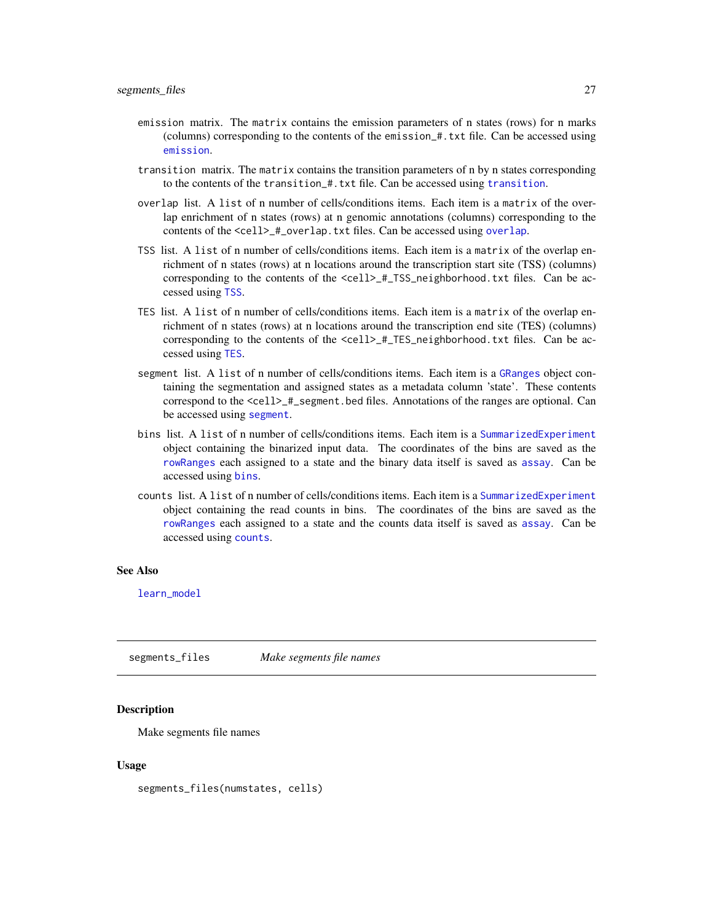**emission** matrix. The `matrix` contains the emission parameters of n states (rows) for n marks (columns) corresponding to the contents of the `emission_#.txt` file. Can be accessed using `emission`.

**transition** matrix. The `matrix` contains the transition parameters of n by n states corresponding to the contents of the `transition_#.txt` file. Can be accessed using `transition`.

**overlap** list. A `list` of n number of cells/conditions items. Each item is a `matrix` of the overlap enrichment of n states (rows) at n genomic annotations (columns) corresponding to the contents of the `<cell>_#_overlap.txt` files. Can be accessed using `overlap`.

**TSS** list. A `list` of n number of cells/conditions items. Each item is a `matrix` of the overlap enrichment of n states (rows) at n locations around the transcription start site (TSS) (columns) corresponding to the contents of the `<cell>_#_TSS_neighborhood.txt` files. Can be accessed using `TSS`.

**TES** list. A `list` of n number of cells/conditions items. Each item is a `matrix` of the overlap enrichment of n states (rows) at n locations around the transcription end site (TES) (columns) corresponding to the contents of the `<cell>_#_TES_neighborhood.txt` files. Can be accessed using `TES`.

**segment** list. A `list` of n number of cells/conditions items. Each item is a `GRanges` object containing the segmentation and assigned states as a metadata column 'state'. These contents correspond to the `<cell>_#_segment.bed` files. Annotations of the ranges are optional. Can be accessed using `segment`.

**bins** list. A `list` of n number of cells/conditions items. Each item is a `SummarizedExperiment` object containing the binarized input data. The coordinates of the bins are saved as the `rowRanges` each assigned to a state and the binary data itself is saved as `assay`. Can be accessed using `bins`.

**counts** list. A `list` of n number of cells/conditions items. Each item is a `SummarizedExperiment` object containing the read counts in bins. The coordinates of the bins are saved as the `rowRanges` each assigned to a state and the counts data itself is saved as `assay`. Can be accessed using `counts`.

### See Also

`learn_model`

---

## segments_files — *Make segments file names*

### Description

Make segments file names

### Usage

```
segments_files(numstates, cells)
```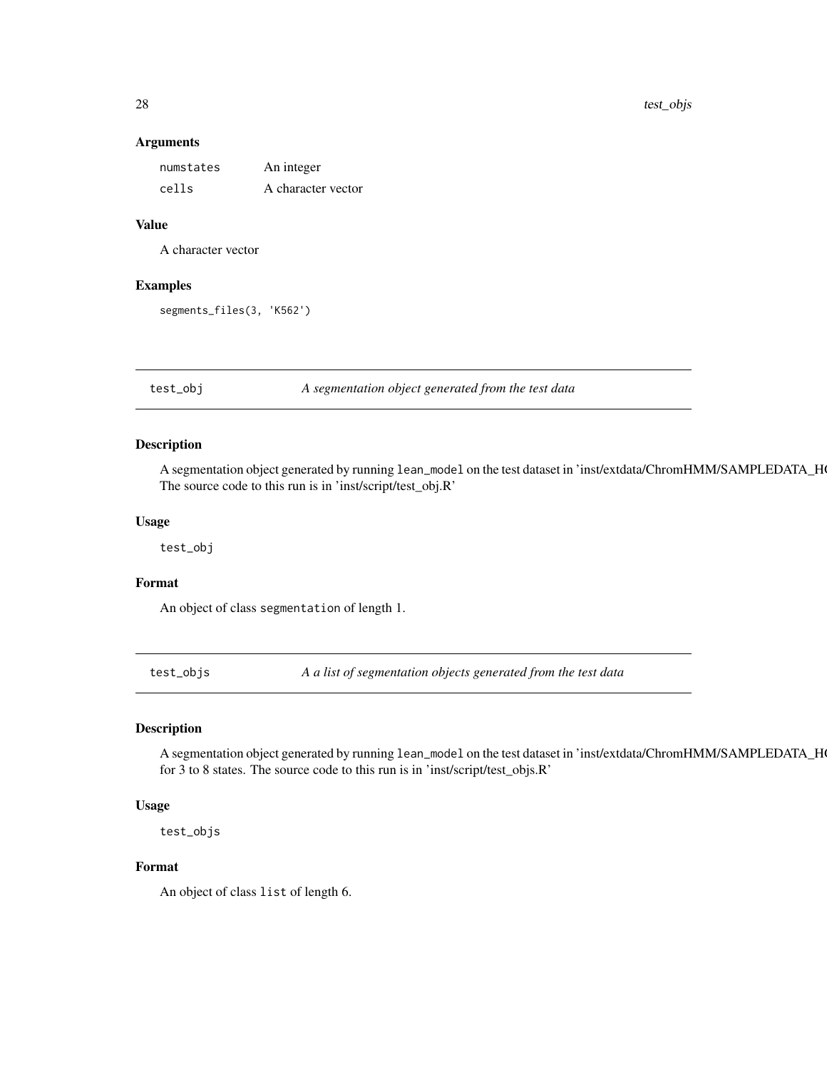### Arguments

| | |
|---|---|
| numstates | An integer |
| cells | A character vector |

### Value

A character vector

### Examples

```
segments_files(3, 'K562')
```

## test_obj — *A segmentation object generated from the test data*

### Description

A segmentation object generated by running lean_model on the test dataset in 'inst/extdata/ChromHMM/SAMPLEDATA_H
The source code to this run is in 'inst/script/test_obj.R'

### Usage

```
test_obj
```

### Format

An object of class segmentation of length 1.

## test_objs — *A a list of segmentation objects generated from the test data*

### Description

A segmentation object generated by running lean_model on the test dataset in 'inst/extdata/ChromHMM/SAMPLEDATA_H
for 3 to 8 states. The source code to this run is in 'inst/script/test_objs.R'

### Usage

```
test_objs
```

### Format

An object of class list of length 6.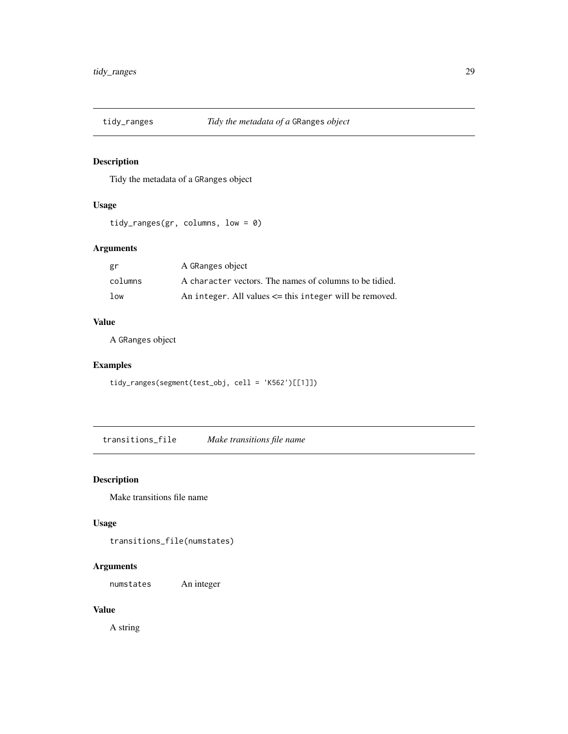## tidy_ranges *Tidy the metadata of a* GRanges *object*

### Description

Tidy the metadata of a GRanges object

### Usage

```
tidy_ranges(gr, columns, low = 0)
```

### Arguments

| | |
|---|---|
| gr | A GRanges object |
| columns | A character vectors. The names of columns to be tidied. |
| low | An integer. All values <= this integer will be removed. |

### Value

A GRanges object

### Examples

```
tidy_ranges(segment(test_obj, cell = 'K562')[[1]])
```

## transitions_file *Make transitions file name*

### Description

Make transitions file name

### Usage

```
transitions_file(numstates)
```

### Arguments

| | |
|---|---|
| numstates | An integer |

### Value

A string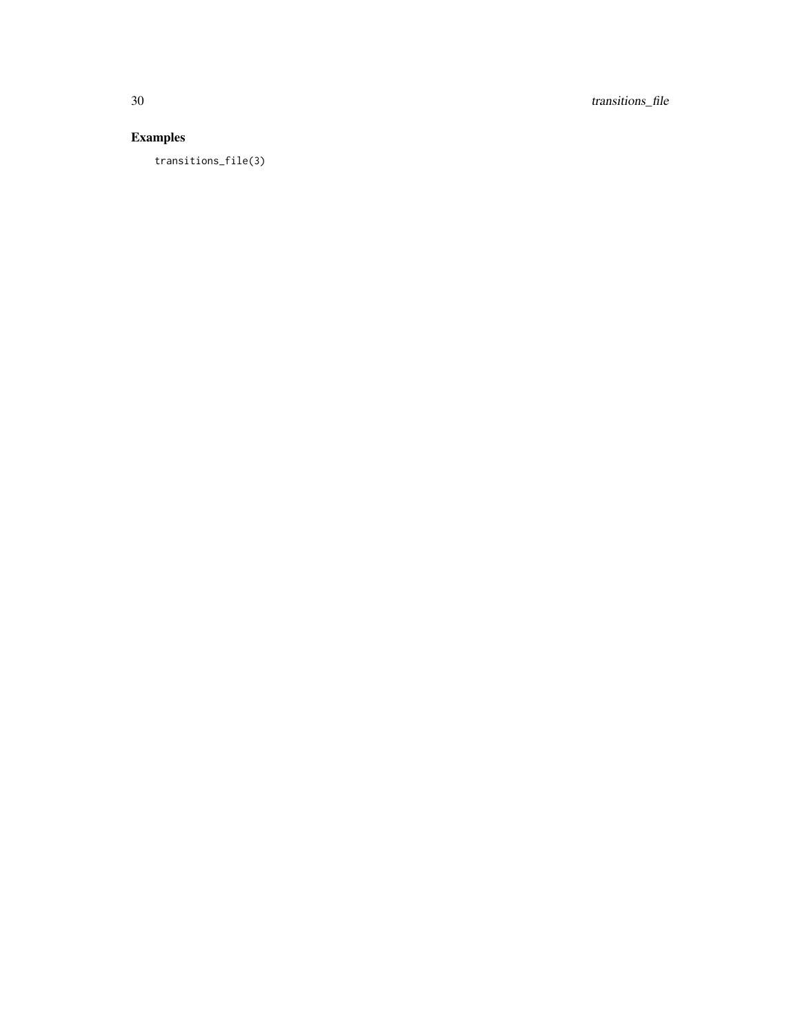## Examples

```
transitions_file(3)
```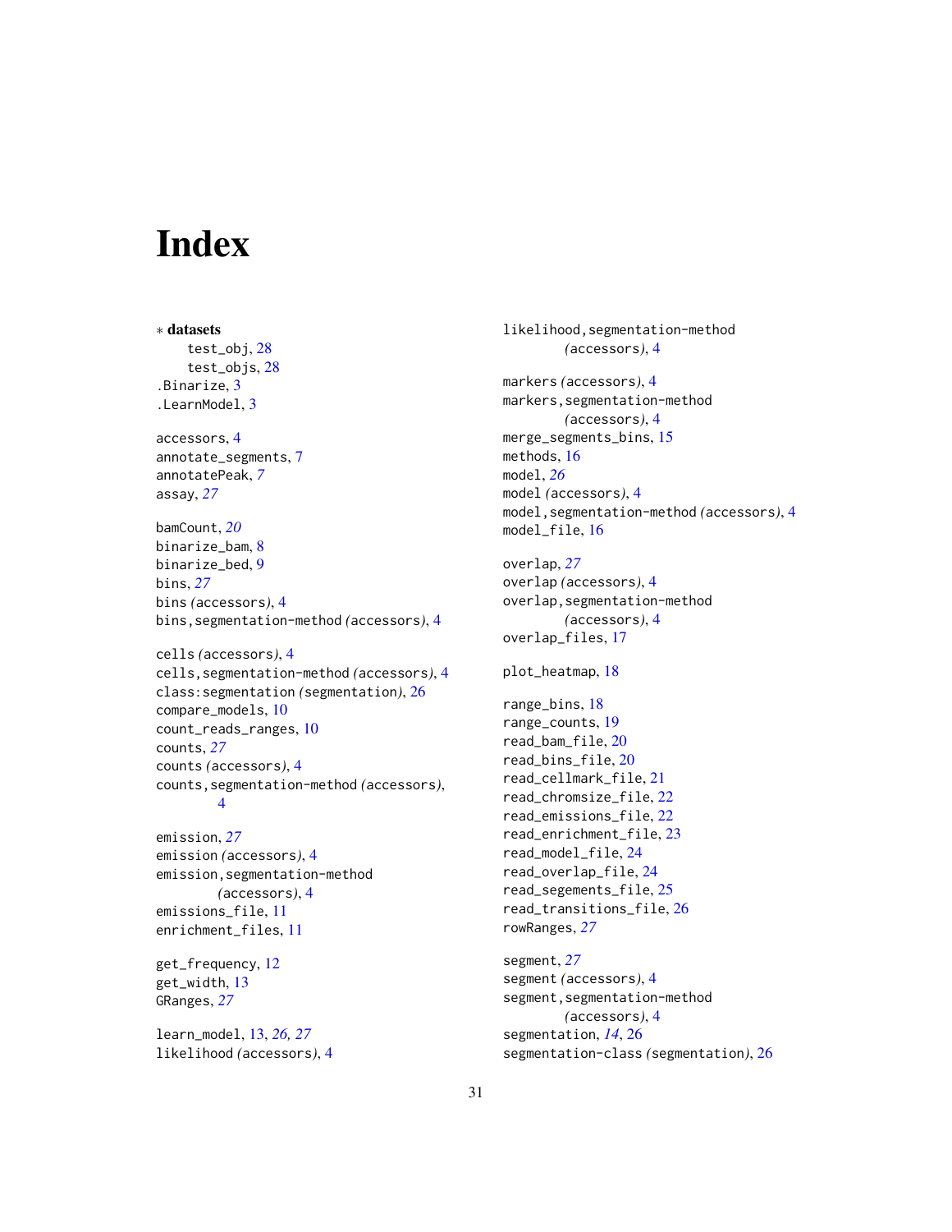# Index

∗ **datasets**
  test_obj, 28
  test_objs, 28

.Binarize, 3
.LearnModel, 3

accessors, 4
annotate_segments, 7
annotatePeak, *7*
assay, *27*

bamCount, *20*
binarize_bam, 8
binarize_bed, 9
bins, *27*
bins *(accessors)*, 4
bins,segmentation-method *(accessors)*, 4

cells *(accessors)*, 4
cells,segmentation-method *(accessors)*, 4
class:segmentation *(segmentation)*, 26
compare_models, 10
count_reads_ranges, 10
counts, *27*
counts *(accessors)*, 4
counts,segmentation-method *(accessors)*, 4

emission, *27*
emission *(accessors)*, 4
emission,segmentation-method *(accessors)*, 4
emissions_file, 11
enrichment_files, 11

get_frequency, 12
get_width, 13
GRanges, *27*

learn_model, 13, *26, 27*
likelihood *(accessors)*, 4
likelihood,segmentation-method *(accessors)*, 4

markers *(accessors)*, 4
markers,segmentation-method *(accessors)*, 4
merge_segments_bins, 15
methods, 16
model, *26*
model *(accessors)*, 4
model,segmentation-method *(accessors)*, 4
model_file, 16

overlap, *27*
overlap *(accessors)*, 4
overlap,segmentation-method *(accessors)*, 4
overlap_files, 17

plot_heatmap, 18

range_bins, 18
range_counts, 19
read_bam_file, 20
read_bins_file, 20
read_cellmark_file, 21
read_chromsize_file, 22
read_emissions_file, 22
read_enrichment_file, 23
read_model_file, 24
read_overlap_file, 24
read_segements_file, 25
read_transitions_file, 26
rowRanges, *27*

segment, *27*
segment *(accessors)*, 4
segment,segmentation-method *(accessors)*, 4
segmentation, *14*, 26
segmentation-class *(segmentation)*, 26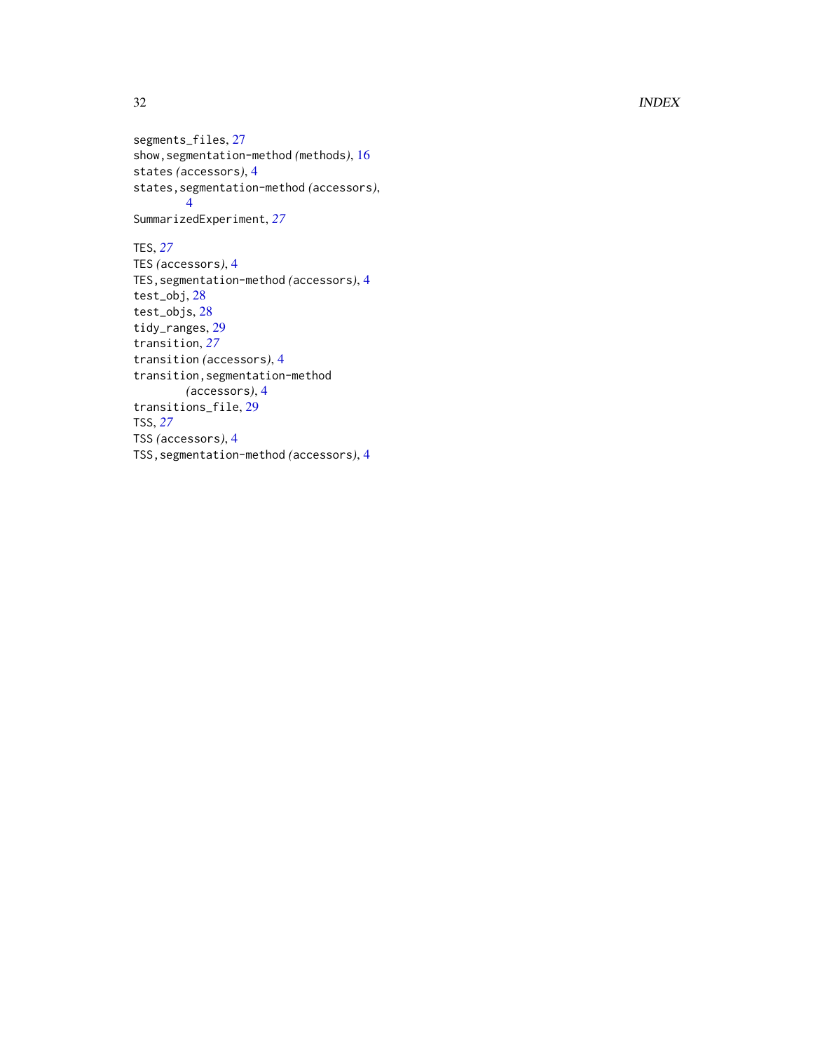segments_files, 27
show,segmentation-method *(methods)*, 16
states *(accessors)*, 4
states,segmentation-method *(accessors)*, 4
SummarizedExperiment, *27*

TES, *27*
TES *(accessors)*, 4
TES,segmentation-method *(accessors)*, 4
test_obj, 28
test_objs, 28
tidy_ranges, 29
transition, *27*
transition *(accessors)*, 4
transition,segmentation-method *(accessors)*, 4
transitions_file, 29
TSS, *27*
TSS *(accessors)*, 4
TSS,segmentation-method *(accessors)*, 4